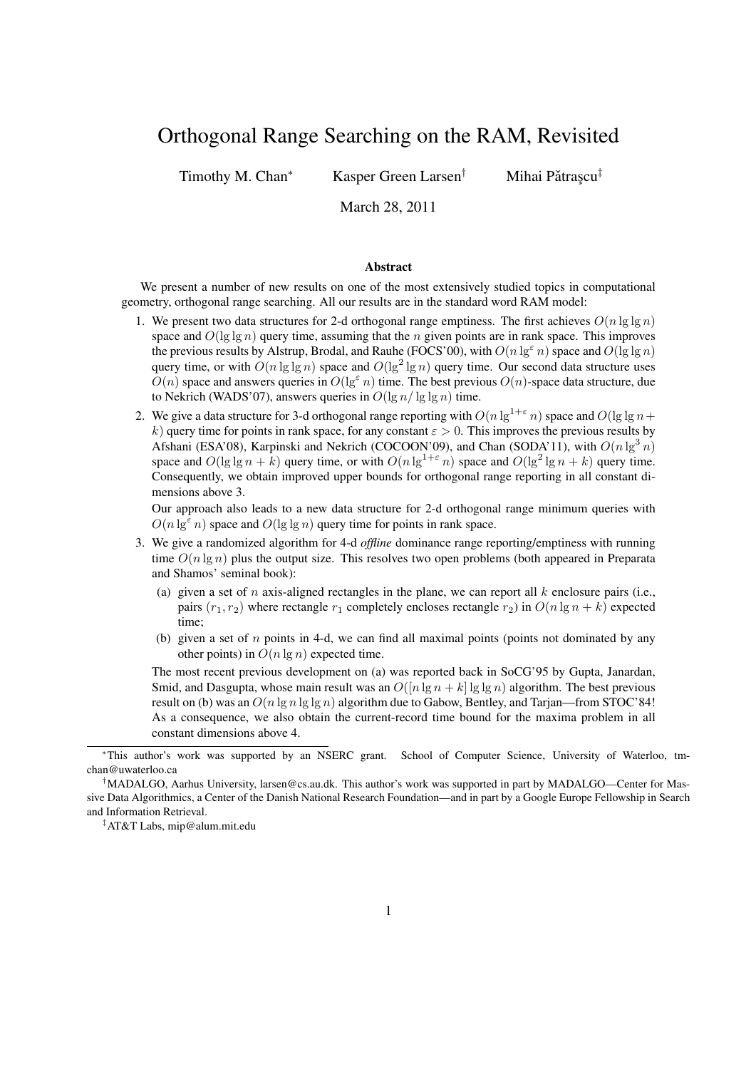# Orthogonal Range Searching on the RAM, Revisited

Timothy M. Chan* Kasper Green Larsen† Mihai Pătraşcu‡

March 28, 2011

### Abstract

We present a number of new results on one of the most extensively studied topics in computational geometry, orthogonal range searching. All our results are in the standard word RAM model:

1. We present two data structures for 2-d orthogonal range emptiness. The first achieves $O(n \lg \lg n)$ space and $O(\lg \lg n)$ query time, assuming that the $n$ given points are in rank space. This improves the previous results by Alstrup, Brodal, and Rauhe (FOCS'00), with $O(n \lg^{\varepsilon} n)$ space and $O(\lg \lg n)$ query time, or with $O(n \lg \lg n)$ space and $O(\lg^2 \lg n)$ query time. Our second data structure uses $O(n)$ space and answers queries in $O(\lg^{\varepsilon} n)$ time. The best previous $O(n)$-space data structure, due to Nekrich (WADS'07), answers queries in $O(\lg n / \lg \lg n)$ time.

2. We give a data structure for 3-d orthogonal range reporting with $O(n \lg^{1+\varepsilon} n)$ space and $O(\lg \lg n + k)$ query time for points in rank space, for any constant $\varepsilon > 0$. This improves the previous results by Afshani (ESA'08), Karpinski and Nekrich (COCOON'09), and Chan (SODA'11), with $O(n \lg^3 n)$ space and $O(\lg \lg n + k)$ query time, or with $O(n \lg^{1+\varepsilon} n)$ space and $O(\lg^2 \lg n + k)$ query time. Consequently, we obtain improved upper bounds for orthogonal range reporting in all constant dimensions above 3.

   Our approach also leads to a new data structure for 2-d orthogonal range minimum queries with $O(n \lg^{\varepsilon} n)$ space and $O(\lg \lg n)$ query time for points in rank space.

3. We give a randomized algorithm for 4-d *offline* dominance range reporting/emptiness with running time $O(n \lg n)$ plus the output size. This resolves two open problems (both appeared in Preparata and Shamos' seminal book):

   (a) given a set of $n$ axis-aligned rectangles in the plane, we can report all $k$ enclosure pairs (i.e., pairs $(r_1, r_2)$ where rectangle $r_1$ completely encloses rectangle $r_2$) in $O(n \lg n + k)$ expected time;

   (b) given a set of $n$ points in 4-d, we can find all maximal points (points not dominated by any other points) in $O(n \lg n)$ expected time.

   The most recent previous development on (a) was reported back in SoCG'95 by Gupta, Janardan, Smid, and Dasgupta, whose main result was an $O([n \lg n + k] \lg \lg n)$ algorithm. The best previous result on (b) was an $O(n \lg n \lg \lg n)$ algorithm due to Gabow, Bentley, and Tarjan—from STOC'84! As a consequence, we also obtain the current-record time bound for the maxima problem in all constant dimensions above 4.

---

*This author's work was supported by an NSERC grant. School of Computer Science, University of Waterloo, tmchan@uwaterloo.ca

†MADALGO, Aarhus University, larsen@cs.au.dk. This author's work was supported in part by MADALGO—Center for Massive Data Algorithmics, a Center of the Danish National Research Foundation—and in part by a Google Europe Fellowship in Search and Information Retrieval.

‡AT&T Labs, mip@alum.mit.edu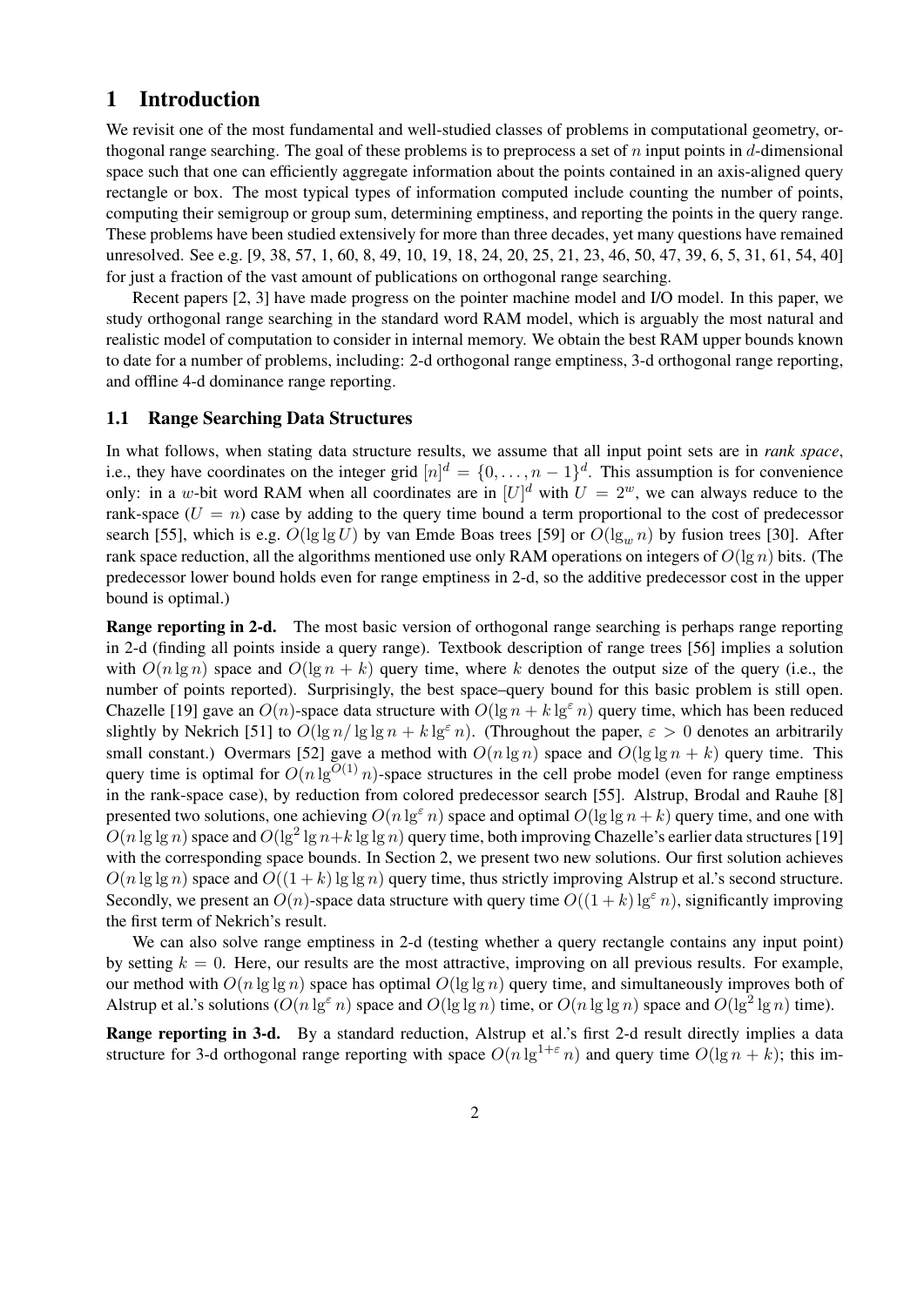# 1 Introduction

We revisit one of the most fundamental and well-studied classes of problems in computational geometry, orthogonal range searching. The goal of these problems is to preprocess a set of $n$ input points in $d$-dimensional space such that one can efficiently aggregate information about the points contained in an axis-aligned query rectangle or box. The most typical types of information computed include counting the number of points, computing their semigroup or group sum, determining emptiness, and reporting the points in the query range. These problems have been studied extensively for more than three decades, yet many questions have remained unresolved. See e.g. [9, 38, 57, 1, 60, 8, 49, 10, 19, 18, 24, 20, 25, 21, 23, 46, 50, 47, 39, 6, 5, 31, 61, 54, 40] for just a fraction of the vast amount of publications on orthogonal range searching.

Recent papers [2, 3] have made progress on the pointer machine model and I/O model. In this paper, we study orthogonal range searching in the standard word RAM model, which is arguably the most natural and realistic model of computation to consider in internal memory. We obtain the best RAM upper bounds known to date for a number of problems, including: 2-d orthogonal range emptiness, 3-d orthogonal range reporting, and offline 4-d dominance range reporting.

## 1.1 Range Searching Data Structures

In what follows, when stating data structure results, we assume that all input point sets are in *rank space*, i.e., they have coordinates on the integer grid $[n]^d = \{0, \dots, n-1\}^d$. This assumption is for convenience only: in a $w$-bit word RAM when all coordinates are in $[U]^d$ with $U = 2^w$, we can always reduce to the rank-space ($U = n$) case by adding to the query time bound a term proportional to the cost of predecessor search [55], which is e.g. $O(\lg \lg U)$ by van Emde Boas trees [59] or $O(\lg_w n)$ by fusion trees [30]. After rank space reduction, all the algorithms mentioned use only RAM operations on integers of $O(\lg n)$ bits. (The predecessor lower bound holds even for range emptiness in 2-d, so the additive predecessor cost in the upper bound is optimal.)

**Range reporting in 2-d.** The most basic version of orthogonal range searching is perhaps range reporting in 2-d (finding all points inside a query range). Textbook description of range trees [56] implies a solution with $O(n \lg n)$ space and $O(\lg n + k)$ query time, where $k$ denotes the output size of the query (i.e., the number of points reported). Surprisingly, the best space–query bound for this basic problem is still open. Chazelle [19] gave an $O(n)$-space data structure with $O(\lg n + k \lg^{\varepsilon} n)$ query time, which has been reduced slightly by Nekrich [51] to $O(\lg n / \lg \lg n + k \lg^{\varepsilon} n)$. (Throughout the paper, $\varepsilon > 0$ denotes an arbitrarily small constant.) Overmars [52] gave a method with $O(n \lg n)$ space and $O(\lg \lg n + k)$ query time. This query time is optimal for $O(n \lg^{O(1)} n)$-space structures in the cell probe model (even for range emptiness in the rank-space case), by reduction from colored predecessor search [55]. Alstrup, Brodal and Rauhe [8] presented two solutions, one achieving $O(n \lg^{\varepsilon} n)$ space and optimal $O(\lg \lg n + k)$ query time, and one with $O(n \lg \lg n)$ space and $O(\lg^2 \lg n + k \lg \lg n)$ query time, both improving Chazelle's earlier data structures [19] with the corresponding space bounds. In Section 2, we present two new solutions. Our first solution achieves $O(n \lg \lg n)$ space and $O((1+k) \lg \lg n)$ query time, thus strictly improving Alstrup et al.'s second structure. Secondly, we present an $O(n)$-space data structure with query time $O((1+k) \lg^{\varepsilon} n)$, significantly improving the first term of Nekrich's result.

We can also solve range emptiness in 2-d (testing whether a query rectangle contains any input point) by setting $k = 0$. Here, our results are the most attractive, improving on all previous results. For example, our method with $O(n \lg \lg n)$ space has optimal $O(\lg \lg n)$ query time, and simultaneously improves both of Alstrup et al.'s solutions ($O(n \lg^{\varepsilon} n)$ space and $O(\lg \lg n)$ time, or $O(n \lg \lg n)$ space and $O(\lg^2 \lg n)$ time).

**Range reporting in 3-d.** By a standard reduction, Alstrup et al.'s first 2-d result directly implies a data structure for 3-d orthogonal range reporting with space $O(n \lg^{1+\varepsilon} n)$ and query time $O(\lg n + k)$; this im-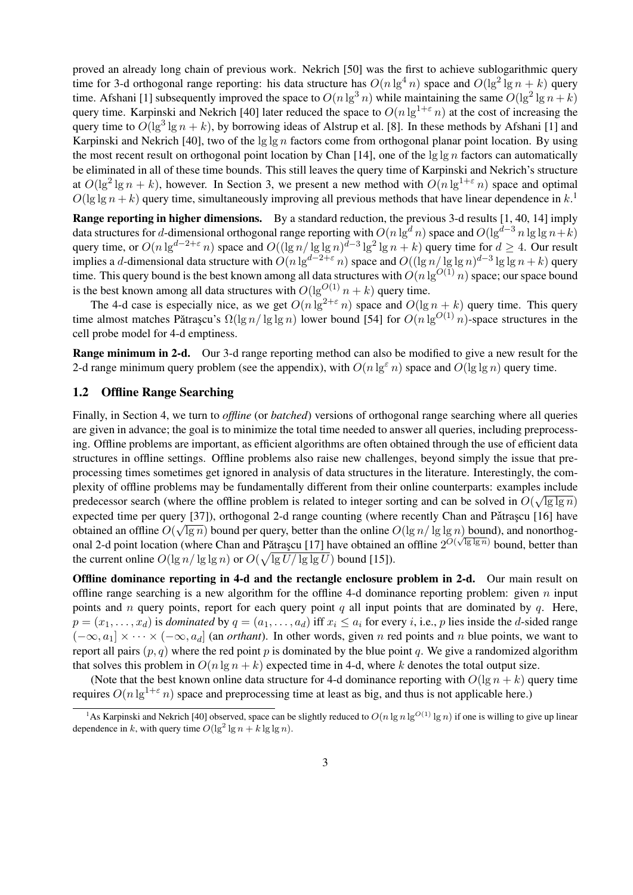proved an already long chain of previous work. Nekrich [50] was the first to achieve sublogarithmic query time for 3-d orthogonal range reporting: his data structure has $O(n \lg^4 n)$ space and $O(\lg^2 \lg n + k)$ query time. Afshani [1] subsequently improved the space to $O(n \lg^3 n)$ while maintaining the same $O(\lg^2 \lg n + k)$ query time. Karpinski and Nekrich [40] later reduced the space to $O(n \lg^{1+\varepsilon} n)$ at the cost of increasing the query time to $O(\lg^3 \lg n + k)$, by borrowing ideas of Alstrup et al. [8]. In these methods by Afshani [1] and Karpinski and Nekrich [40], two of the $\lg \lg n$ factors come from orthogonal planar point location. By using the most recent result on orthogonal point location by Chan [14], one of the $\lg \lg n$ factors can automatically be eliminated in all of these time bounds. This still leaves the query time of Karpinski and Nekrich's structure at $O(\lg^2 \lg n + k)$, however. In Section 3, we present a new method with $O(n \lg^{1+\varepsilon} n)$ space and optimal $O(\lg \lg n + k)$ query time, simultaneously improving all previous methods that have linear dependence in $k$.[1]

**Range reporting in higher dimensions.** By a standard reduction, the previous 3-d results [1, 40, 14] imply data structures for $d$-dimensional orthogonal range reporting with $O(n \lg^d n)$ space and $O(\lg^{d-3} n \lg \lg n + k)$ query time, or $O(n \lg^{d-2+\varepsilon} n)$ space and $O((\lg n / \lg \lg n)^{d-3} \lg^2 \lg n + k)$ query time for $d \geq 4$. Our result implies a $d$-dimensional data structure with $O(n \lg^{d-2+\varepsilon} n)$ space and $O((\lg n / \lg \lg n)^{d-3} \lg \lg n + k)$ query time. This query bound is the best known among all data structures with $O(n \lg^{O(1)} n)$ space; our space bound is the best known among all data structures with $O(\lg^{O(1)} n + k)$ query time.

The 4-d case is especially nice, as we get $O(n \lg^{2+\varepsilon} n)$ space and $O(\lg n + k)$ query time. This query time almost matches Pătraşcu's $\Omega(\lg n / \lg \lg n)$ lower bound [54] for $O(n \lg^{O(1)} n)$-space structures in the cell probe model for 4-d emptiness.

**Range minimum in 2-d.** Our 3-d range reporting method can also be modified to give a new result for the 2-d range minimum query problem (see the appendix), with $O(n \lg^{\varepsilon} n)$ space and $O(\lg \lg n)$ query time.

## 1.2 Offline Range Searching

Finally, in Section 4, we turn to *offline* (or *batched*) versions of orthogonal range searching where all queries are given in advance; the goal is to minimize the total time needed to answer all queries, including preprocessing. Offline problems are important, as efficient algorithms are often obtained through the use of efficient data structures in offline settings. Offline problems also raise new challenges, beyond simply the issue that preprocessing times sometimes get ignored in analysis of data structures in the literature. Interestingly, the complexity of offline problems may be fundamentally different from their online counterparts: examples include predecessor search (where the offline problem is related to integer sorting and can be solved in $O(\sqrt{\lg \lg n})$ expected time per query [37]), orthogonal 2-d range counting (where recently Chan and Pătraşcu [16] have obtained an offline $O(\sqrt{\lg n})$ bound per query, better than the online $O(\lg n / \lg \lg n)$ bound), and nonorthogonal 2-d point location (where Chan and Pătraşcu [17] have obtained an offline $2^{O(\sqrt{\lg \lg n})}$ bound, better than the current online $O(\lg n / \lg \lg n)$ or $O(\sqrt{\lg U / \lg \lg U})$ bound [15]).

**Offline dominance reporting in 4-d and the rectangle enclosure problem in 2-d.** Our main result on offline range searching is a new algorithm for the offline 4-d dominance reporting problem: given $n$ input points and $n$ query points, report for each query point $q$ all input points that are dominated by $q$. Here, $p = (x_1, \ldots, x_d)$ is *dominated* by $q = (a_1, \ldots, a_d)$ iff $x_i \leq a_i$ for every $i$, i.e., $p$ lies inside the $d$-sided range $(-\infty, a_1] \times \cdots \times (-\infty, a_d]$ (an *orthant*). In other words, given $n$ red points and $n$ blue points, we want to report all pairs $(p, q)$ where the red point $p$ is dominated by the blue point $q$. We give a randomized algorithm that solves this problem in $O(n \lg n + k)$ expected time in 4-d, where $k$ denotes the total output size.

(Note that the best known online data structure for 4-d dominance reporting with $O(\lg n + k)$ query time requires $O(n \lg^{1+\varepsilon} n)$ space and preprocessing time at least as big, and thus is not applicable here.)

[1] As Karpinski and Nekrich [40] observed, space can be slightly reduced to $O(n \lg n \lg^{O(1)} \lg n)$ if one is willing to give up linear dependence in $k$, with query time $O(\lg^2 \lg n + k \lg \lg n)$.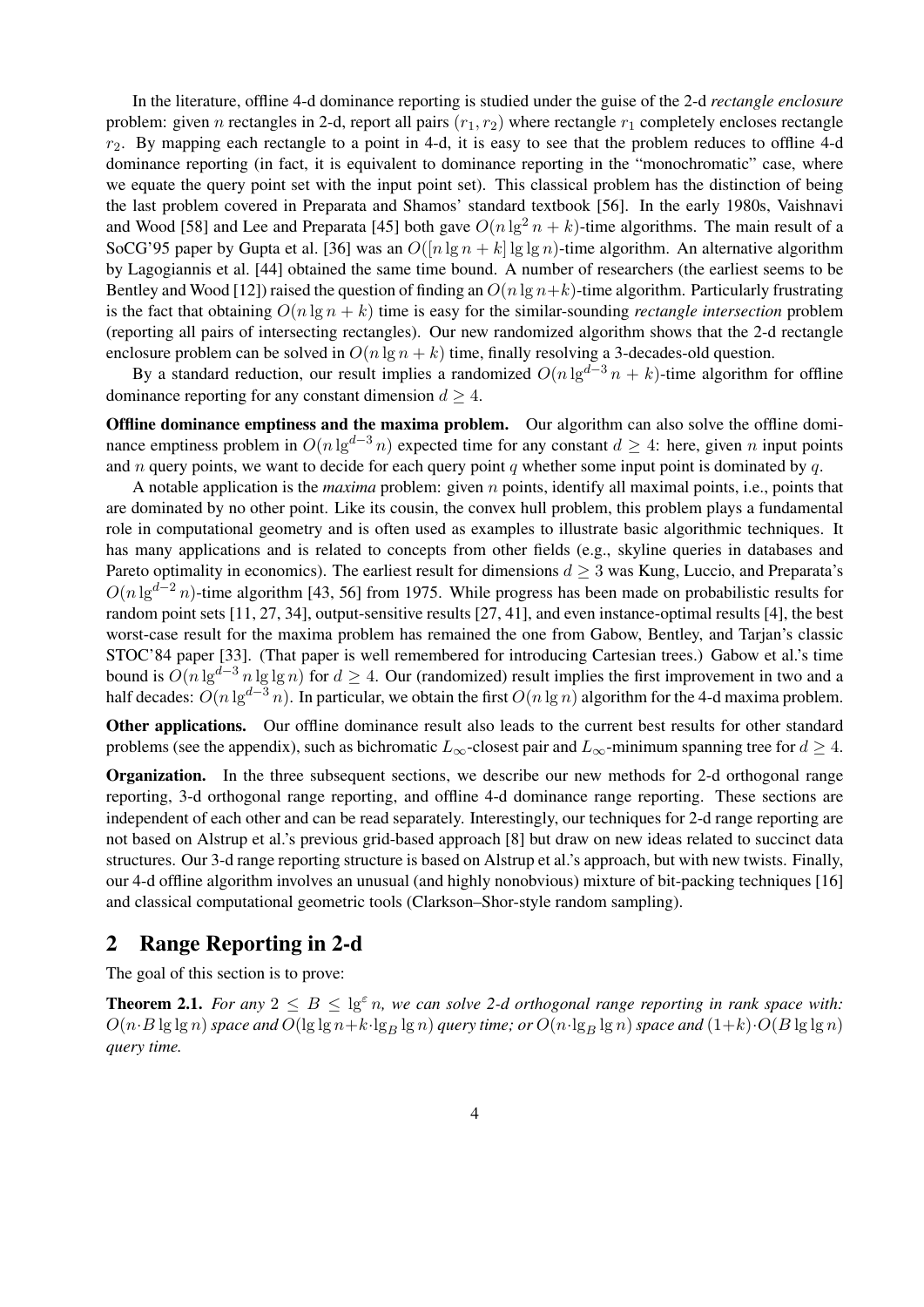In the literature, offline 4-d dominance reporting is studied under the guise of the 2-d *rectangle enclosure* problem: given $n$ rectangles in 2-d, report all pairs $(r_1, r_2)$ where rectangle $r_1$ completely encloses rectangle $r_2$. By mapping each rectangle to a point in 4-d, it is easy to see that the problem reduces to offline 4-d dominance reporting (in fact, it is equivalent to dominance reporting in the "monochromatic" case, where we equate the query point set with the input point set). This classical problem has the distinction of being the last problem covered in Preparata and Shamos' standard textbook [56]. In the early 1980s, Vaishnavi and Wood [58] and Lee and Preparata [45] both gave $O(n \lg^2 n + k)$-time algorithms. The main result of a SoCG'95 paper by Gupta et al. [36] was an $O([n \lg n + k] \lg \lg n)$-time algorithm. An alternative algorithm by Lagogiannis et al. [44] obtained the same time bound. A number of researchers (the earliest seems to be Bentley and Wood [12]) raised the question of finding an $O(n \lg n+k)$-time algorithm. Particularly frustrating is the fact that obtaining $O(n \lg n + k)$ time is easy for the similar-sounding *rectangle intersection* problem (reporting all pairs of intersecting rectangles). Our new randomized algorithm shows that the 2-d rectangle enclosure problem can be solved in $O(n \lg n + k)$ time, finally resolving a 3-decades-old question.

By a standard reduction, our result implies a randomized $O(n \lg^{d-3} n + k)$-time algorithm for offline dominance reporting for any constant dimension $d \geq 4$.

**Offline dominance emptiness and the maxima problem.** Our algorithm can also solve the offline dominance emptiness problem in $O(n \lg^{d-3} n)$ expected time for any constant $d \geq 4$: here, given $n$ input points and $n$ query points, we want to decide for each query point $q$ whether some input point is dominated by $q$.

A notable application is the *maxima* problem: given $n$ points, identify all maximal points, i.e., points that are dominated by no other point. Like its cousin, the convex hull problem, this problem plays a fundamental role in computational geometry and is often used as examples to illustrate basic algorithmic techniques. It has many applications and is related to concepts from other fields (e.g., skyline queries in databases and Pareto optimality in economics). The earliest result for dimensions $d \geq 3$ was Kung, Luccio, and Preparata's $O(n \lg^{d-2} n)$-time algorithm [43, 56] from 1975. While progress has been made on probabilistic results for random point sets [11, 27, 34], output-sensitive results [27, 41], and even instance-optimal results [4], the best worst-case result for the maxima problem has remained the one from Gabow, Bentley, and Tarjan's classic STOC'84 paper [33]. (That paper is well remembered for introducing Cartesian trees.) Gabow et al.'s time bound is $O(n \lg^{d-3} n \lg \lg n)$ for $d \geq 4$. Our (randomized) result implies the first improvement in two and a half decades: $O(n \lg^{d-3} n)$. In particular, we obtain the first $O(n \lg n)$ algorithm for the 4-d maxima problem.

**Other applications.** Our offline dominance result also leads to the current best results for other standard problems (see the appendix), such as bichromatic $L_\infty$-closest pair and $L_\infty$-minimum spanning tree for $d \geq 4$.

**Organization.** In the three subsequent sections, we describe our new methods for 2-d orthogonal range reporting, 3-d orthogonal range reporting, and offline 4-d dominance range reporting. These sections are independent of each other and can be read separately. Interestingly, our techniques for 2-d range reporting are not based on Alstrup et al.'s previous grid-based approach [8] but draw on new ideas related to succinct data structures. Our 3-d range reporting structure is based on Alstrup et al.'s approach, but with new twists. Finally, our 4-d offline algorithm involves an unusual (and highly nonobvious) mixture of bit-packing techniques [16] and classical computational geometric tools (Clarkson–Shor-style random sampling).

## 2 Range Reporting in 2-d

The goal of this section is to prove:

**Theorem 2.1.** *For any $2 \leq B \leq \lg^{\varepsilon} n$, we can solve 2-d orthogonal range reporting in rank space with: $O(n \cdot B \lg \lg n)$ space and $O(\lg \lg n + k \cdot \lg_B \lg n)$ query time; or $O(n \cdot \lg_B \lg n)$ space and $(1+k) \cdot O(B \lg \lg n)$ query time.*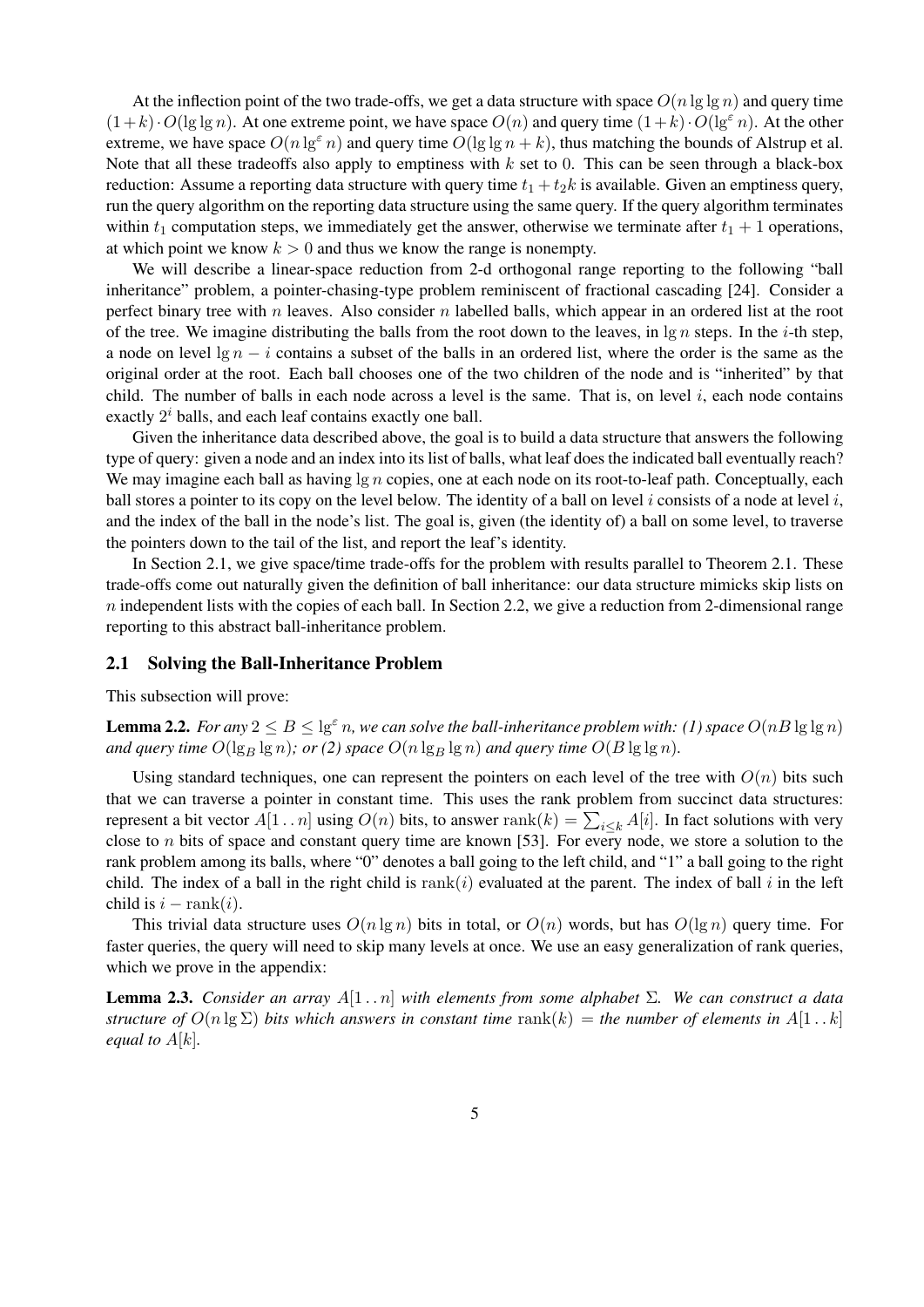At the inflection point of the two trade-offs, we get a data structure with space $O(n \lg \lg n)$ and query time $(1+k) \cdot O(\lg \lg n)$. At one extreme point, we have space $O(n)$ and query time $(1+k) \cdot O(\lg^{\varepsilon} n)$. At the other extreme, we have space $O(n \lg^{\varepsilon} n)$ and query time $O(\lg \lg n + k)$, thus matching the bounds of Alstrup et al. Note that all these tradeoffs also apply to emptiness with $k$ set to 0. This can be seen through a black-box reduction: Assume a reporting data structure with query time $t_1 + t_2 k$ is available. Given an emptiness query, run the query algorithm on the reporting data structure using the same query. If the query algorithm terminates within $t_1$ computation steps, we immediately get the answer, otherwise we terminate after $t_1 + 1$ operations, at which point we know $k > 0$ and thus we know the range is nonempty.

We will describe a linear-space reduction from 2-d orthogonal range reporting to the following "ball inheritance" problem, a pointer-chasing-type problem reminiscent of fractional cascading [24]. Consider a perfect binary tree with $n$ leaves. Also consider $n$ labelled balls, which appear in an ordered list at the root of the tree. We imagine distributing the balls from the root down to the leaves, in $\lg n$ steps. In the $i$-th step, a node on level $\lg n - i$ contains a subset of the balls in an ordered list, where the order is the same as the original order at the root. Each ball chooses one of the two children of the node and is "inherited" by that child. The number of balls in each node across a level is the same. That is, on level $i$, each node contains exactly $2^i$ balls, and each leaf contains exactly one ball.

Given the inheritance data described above, the goal is to build a data structure that answers the following type of query: given a node and an index into its list of balls, what leaf does the indicated ball eventually reach? We may imagine each ball as having $\lg n$ copies, one at each node on its root-to-leaf path. Conceptually, each ball stores a pointer to its copy on the level below. The identity of a ball on level $i$ consists of a node at level $i$, and the index of the ball in the node's list. The goal is, given (the identity of) a ball on some level, to traverse the pointers down to the tail of the list, and report the leaf's identity.

In Section 2.1, we give space/time trade-offs for the problem with results parallel to Theorem 2.1. These trade-offs come out naturally given the definition of ball inheritance: our data structure mimicks skip lists on $n$ independent lists with the copies of each ball. In Section 2.2, we give a reduction from 2-dimensional range reporting to this abstract ball-inheritance problem.

### 2.1 Solving the Ball-Inheritance Problem

This subsection will prove:

**Lemma 2.2.** *For any $2 \leq B \leq \lg^{\varepsilon} n$, we can solve the ball-inheritance problem with: (1) space $O(nB \lg \lg n)$ and query time $O(\lg_B \lg n)$; or (2) space $O(n \lg_B \lg n)$ and query time $O(B \lg \lg n)$.*

Using standard techniques, one can represent the pointers on each level of the tree with $O(n)$ bits such that we can traverse a pointer in constant time. This uses the rank problem from succinct data structures: represent a bit vector $A[1 \mathinner{.\,.} n]$ using $O(n)$ bits, to answer $\mathrm{rank}(k) = \sum_{i \leq k} A[i]$. In fact solutions with very close to $n$ bits of space and constant query time are known [53]. For every node, we store a solution to the rank problem among its balls, where "0" denotes a ball going to the left child, and "1" a ball going to the right child. The index of a ball in the right child is $\mathrm{rank}(i)$ evaluated at the parent. The index of ball $i$ in the left child is $i - \mathrm{rank}(i)$.

This trivial data structure uses $O(n \lg n)$ bits in total, or $O(n)$ words, but has $O(\lg n)$ query time. For faster queries, the query will need to skip many levels at once. We use an easy generalization of rank queries, which we prove in the appendix:

**Lemma 2.3.** *Consider an array $A[1 \mathinner{.\,.} n]$ with elements from some alphabet $\Sigma$. We can construct a data structure of $O(n \lg \Sigma)$ bits which answers in constant time $\mathrm{rank}(k) =$ the number of elements in $A[1 \mathinner{.\,.} k]$ equal to $A[k]$.*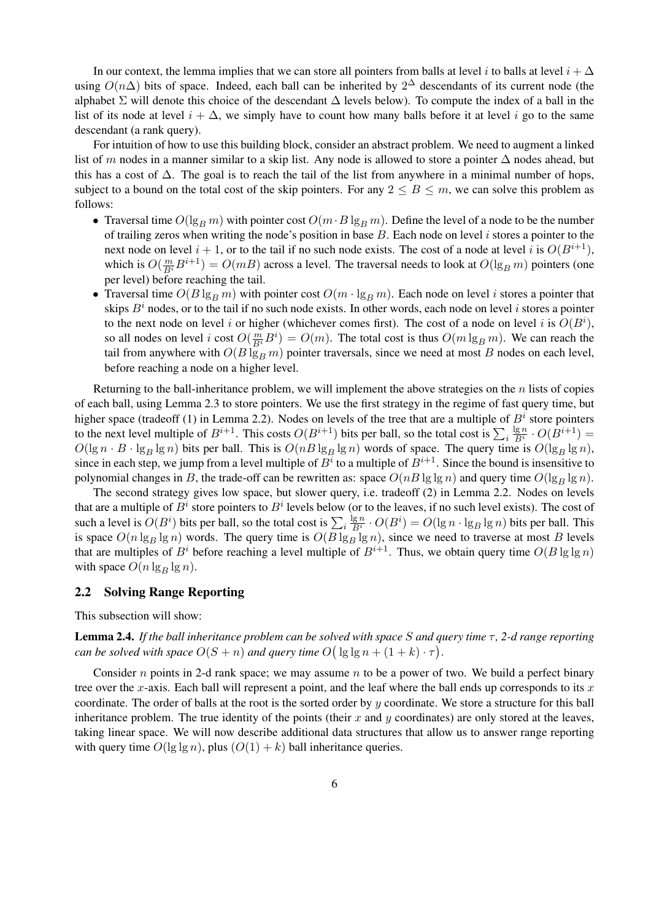In our context, the lemma implies that we can store all pointers from balls at level $i$ to balls at level $i + \Delta$ using $O(n\Delta)$ bits of space. Indeed, each ball can be inherited by $2^\Delta$ descendants of its current node (the alphabet $\Sigma$ will denote this choice of the descendant $\Delta$ levels below). To compute the index of a ball in the list of its node at level $i + \Delta$, we simply have to count how many balls before it at level $i$ go to the same descendant (a rank query).

For intuition of how to use this building block, consider an abstract problem. We need to augment a linked list of $m$ nodes in a manner similar to a skip list. Any node is allowed to store a pointer $\Delta$ nodes ahead, but this has a cost of $\Delta$. The goal is to reach the tail of the list from anywhere in a minimal number of hops, subject to a bound on the total cost of the skip pointers. For any $2 \le B \le m$, we can solve this problem as follows:

- Traversal time $O(\lg_B m)$ with pointer cost $O(m \cdot B \lg_B m)$. Define the level of a node to be the number of trailing zeros when writing the node's position in base $B$. Each node on level $i$ stores a pointer to the next node on level $i+1$, or to the tail if no such node exists. The cost of a node at level $i$ is $O(B^{i+1})$, which is $O(\frac{m}{B^i} B^{i+1}) = O(mB)$ across a level. The traversal needs to look at $O(\lg_B m)$ pointers (one per level) before reaching the tail.
- Traversal time $O(B \lg_B m)$ with pointer cost $O(m \cdot \lg_B m)$. Each node on level $i$ stores a pointer that skips $B^i$ nodes, or to the tail if no such node exists. In other words, each node on level $i$ stores a pointer to the next node on level $i$ or higher (whichever comes first). The cost of a node on level $i$ is $O(B^i)$, so all nodes on level $i$ cost $O(\frac{m}{B^i} B^i) = O(m)$. The total cost is thus $O(m \lg_B m)$. We can reach the tail from anywhere with $O(B \lg_B m)$ pointer traversals, since we need at most $B$ nodes on each level, before reaching a node on a higher level.

Returning to the ball-inheritance problem, we will implement the above strategies on the $n$ lists of copies of each ball, using Lemma 2.3 to store pointers. We use the first strategy in the regime of fast query time, but higher space (tradeoff (1) in Lemma 2.2). Nodes on levels of the tree that are a multiple of $B^i$ store pointers to the next level multiple of $B^{i+1}$. This costs $O(B^{i+1})$ bits per ball, so the total cost is $\sum_i \frac{\lg n}{B^i} \cdot O(B^{i+1}) = O(\lg n \cdot B \cdot \lg_B \lg n)$ bits per ball. This is $O(nB \lg_B \lg n)$ words of space. The query time is $O(\lg_B \lg n)$, since in each step, we jump from a level multiple of $B^i$ to a multiple of $B^{i+1}$. Since the bound is insensitive to polynomial changes in $B$, the trade-off can be rewritten as: space $O(nB \lg \lg n)$ and query time $O(\lg_B \lg n)$.

The second strategy gives low space, but slower query, i.e. tradeoff (2) in Lemma 2.2. Nodes on levels that are a multiple of $B^i$ store pointers to $B^i$ levels below (or to the leaves, if no such level exists). The cost of such a level is $O(B^i)$ bits per ball, so the total cost is $\sum_i \frac{\lg n}{B^i} \cdot O(B^i) = O(\lg n \cdot \lg_B \lg n)$ bits per ball. This is space $O(n \lg_B \lg n)$ words. The query time is $O(B \lg_B \lg n)$, since we need to traverse at most $B$ levels that are multiples of $B^i$ before reaching a level multiple of $B^{i+1}$. Thus, we obtain query time $O(B \lg \lg n)$ with space $O(n \lg_B \lg n)$.

## 2.2 Solving Range Reporting

This subsection will show:

**Lemma 2.4.** *If the ball inheritance problem can be solved with space $S$ and query time $\tau$, 2-d range reporting can be solved with space $O(S+n)$ and query time $O\big(\lg \lg n + (1+k) \cdot \tau\big)$.*

Consider $n$ points in 2-d rank space; we may assume $n$ to be a power of two. We build a perfect binary tree over the $x$-axis. Each ball will represent a point, and the leaf where the ball ends up corresponds to its $x$ coordinate. The order of balls at the root is the sorted order by $y$ coordinate. We store a structure for this ball inheritance problem. The true identity of the points (their $x$ and $y$ coordinates) are only stored at the leaves, taking linear space. We will now describe additional data structures that allow us to answer range reporting with query time $O(\lg \lg n)$, plus $(O(1) + k)$ ball inheritance queries.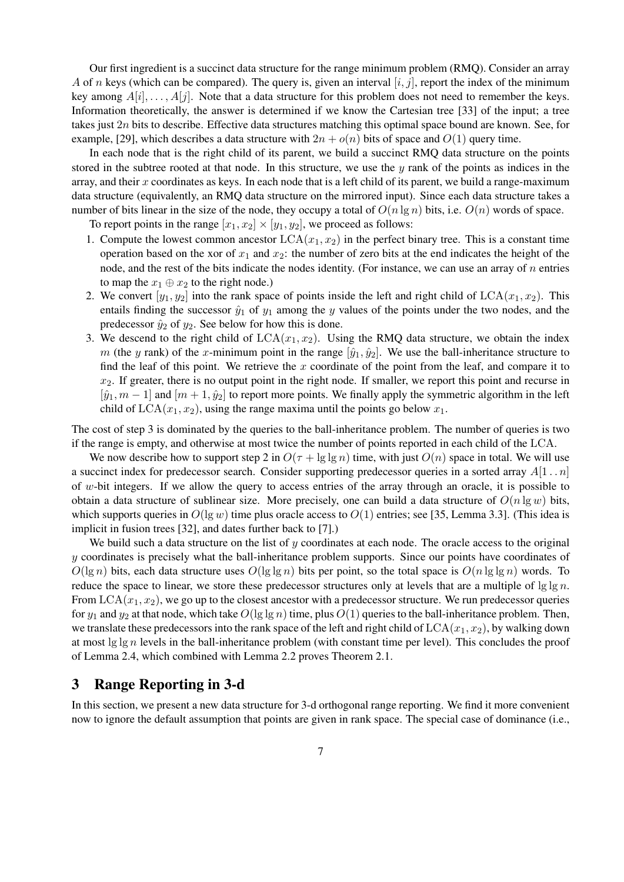Our first ingredient is a succinct data structure for the range minimum problem (RMQ). Consider an array $A$ of $n$ keys (which can be compared). The query is, given an interval $[i, j]$, report the index of the minimum key among $A[i], \ldots, A[j]$. Note that a data structure for this problem does not need to remember the keys. Information theoretically, the answer is determined if we know the Cartesian tree [33] of the input; a tree takes just $2n$ bits to describe. Effective data structures matching this optimal space bound are known. See, for example, [29], which describes a data structure with $2n + o(n)$ bits of space and $O(1)$ query time.

In each node that is the right child of its parent, we build a succinct RMQ data structure on the points stored in the subtree rooted at that node. In this structure, we use the $y$ rank of the points as indices in the array, and their $x$ coordinates as keys. In each node that is a left child of its parent, we build a range-maximum data structure (equivalently, an RMQ data structure on the mirrored input). Since each data structure takes a number of bits linear in the size of the node, they occupy a total of $O(n \lg n)$ bits, i.e. $O(n)$ words of space.

To report points in the range $[x_1, x_2] \times [y_1, y_2]$, we proceed as follows:

1. Compute the lowest common ancestor $\mathrm{LCA}(x_1, x_2)$ in the perfect binary tree. This is a constant time operation based on the xor of $x_1$ and $x_2$: the number of zero bits at the end indicates the height of the node, and the rest of the bits indicate the nodes identity. (For instance, we can use an array of $n$ entries to map the $x_1 \oplus x_2$ to the right node.)
2. We convert $[y_1, y_2]$ into the rank space of points inside the left and right child of $\mathrm{LCA}(x_1, x_2)$. This entails finding the successor $\hat{y}_1$ of $y_1$ among the $y$ values of the points under the two nodes, and the predecessor $\hat{y}_2$ of $y_2$. See below for how this is done.
3. We descend to the right child of $\mathrm{LCA}(x_1, x_2)$. Using the RMQ data structure, we obtain the index $m$ (the $y$ rank) of the $x$-minimum point in the range $[\hat{y}_1, \hat{y}_2]$. We use the ball-inheritance structure to find the leaf of this point. We retrieve the $x$ coordinate of the point from the leaf, and compare it to $x_2$. If greater, there is no output point in the right node. If smaller, we report this point and recurse in $[\hat{y}_1, m - 1]$ and $[m + 1, \hat{y}_2]$ to report more points. We finally apply the symmetric algorithm in the left child of $\mathrm{LCA}(x_1, x_2)$, using the range maxima until the points go below $x_1$.

The cost of step 3 is dominated by the queries to the ball-inheritance problem. The number of queries is two if the range is empty, and otherwise at most twice the number of points reported in each child of the LCA.

We now describe how to support step 2 in $O(\tau + \lg\lg n)$ time, with just $O(n)$ space in total. We will use a succinct index for predecessor search. Consider supporting predecessor queries in a sorted array $A[1 \,..\, n]$ of $w$-bit integers. If we allow the query to access entries of the array through an oracle, it is possible to obtain a data structure of sublinear size. More precisely, one can build a data structure of $O(n \lg w)$ bits, which supports queries in $O(\lg w)$ time plus oracle access to $O(1)$ entries; see [35, Lemma 3.3]. (This idea is implicit in fusion trees [32], and dates further back to [7].)

We build such a data structure on the list of $y$ coordinates at each node. The oracle access to the original $y$ coordinates is precisely what the ball-inheritance problem supports. Since our points have coordinates of $O(\lg n)$ bits, each data structure uses $O(\lg\lg n)$ bits per point, so the total space is $O(n \lg\lg n)$ words. To reduce the space to linear, we store these predecessor structures only at levels that are a multiple of $\lg\lg n$. From $\mathrm{LCA}(x_1, x_2)$, we go up to the closest ancestor with a predecessor structure. We run predecessor queries for $y_1$ and $y_2$ at that node, which take $O(\lg\lg n)$ time, plus $O(1)$ queries to the ball-inheritance problem. Then, we translate these predecessors into the rank space of the left and right child of $\mathrm{LCA}(x_1, x_2)$, by walking down at most $\lg\lg n$ levels in the ball-inheritance problem (with constant time per level). This concludes the proof of Lemma 2.4, which combined with Lemma 2.2 proves Theorem 2.1.

## 3 Range Reporting in 3-d

In this section, we present a new data structure for 3-d orthogonal range reporting. We find it more convenient now to ignore the default assumption that points are given in rank space. The special case of dominance (i.e.,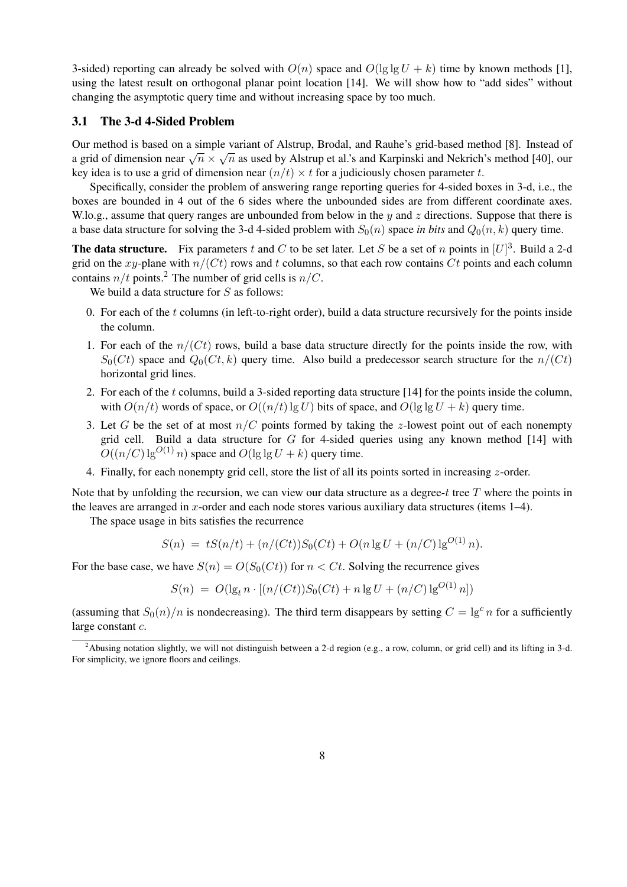3-sided) reporting can already be solved with $O(n)$ space and $O(\lg\lg U + k)$ time by known methods [1], using the latest result on orthogonal planar point location [14]. We will show how to "add sides" without changing the asymptotic query time and without increasing space by too much.

### 3.1 The 3-d 4-Sided Problem

Our method is based on a simple variant of Alstrup, Brodal, and Rauhe's grid-based method [8]. Instead of a grid of dimension near $\sqrt{n} \times \sqrt{n}$ as used by Alstrup et al.'s and Karpinski and Nekrich's method [40], our key idea is to use a grid of dimension near $(n/t) \times t$ for a judiciously chosen parameter $t$.

Specifically, consider the problem of answering range reporting queries for 4-sided boxes in 3-d, i.e., the boxes are bounded in 4 out of the 6 sides where the unbounded sides are from different coordinate axes. W.lo.g., assume that query ranges are unbounded from below in the $y$ and $z$ directions. Suppose that there is a base data structure for solving the 3-d 4-sided problem with $S_0(n)$ space *in bits* and $Q_0(n,k)$ query time.

**The data structure.** Fix parameters $t$ and $C$ to be set later. Let $S$ be a set of $n$ points in $[U]^3$. Build a 2-d grid on the $xy$-plane with $n/(Ct)$ rows and $t$ columns, so that each row contains $Ct$ points and each column contains $n/t$ points.[2] The number of grid cells is $n/C$.

We build a data structure for $S$ as follows:

0. For each of the $t$ columns (in left-to-right order), build a data structure recursively for the points inside the column.
1. For each of the $n/(Ct)$ rows, build a base data structure directly for the points inside the row, with $S_0(Ct)$ space and $Q_0(Ct,k)$ query time. Also build a predecessor search structure for the $n/(Ct)$ horizontal grid lines.
2. For each of the $t$ columns, build a 3-sided reporting data structure [14] for the points inside the column, with $O(n/t)$ words of space, or $O((n/t)\lg U)$ bits of space, and $O(\lg\lg U + k)$ query time.
3. Let $G$ be the set of at most $n/C$ points formed by taking the $z$-lowest point out of each nonempty grid cell. Build a data structure for $G$ for 4-sided queries using any known method [14] with $O((n/C)\lg^{O(1)} n)$ space and $O(\lg\lg U + k)$ query time.
4. Finally, for each nonempty grid cell, store the list of all its points sorted in increasing $z$-order.

Note that by unfolding the recursion, we can view our data structure as a degree-$t$ tree $T$ where the points in the leaves are arranged in $x$-order and each node stores various auxiliary data structures (items 1–4).

The space usage in bits satisfies the recurrence

$$S(n) \;=\; tS(n/t) + (n/(Ct))S_0(Ct) + O(n\lg U + (n/C)\lg^{O(1)} n).$$

For the base case, we have $S(n) = O(S_0(Ct))$ for $n < Ct$. Solving the recurrence gives

$$S(n) \;=\; O(\lg_t n \cdot [(n/(Ct))S_0(Ct) + n\lg U + (n/C)\lg^{O(1)} n])$$

(assuming that $S_0(n)/n$ is nondecreasing). The third term disappears by setting $C = \lg^c n$ for a sufficiently large constant $c$.

[2] Abusing notation slightly, we will not distinguish between a 2-d region (e.g., a row, column, or grid cell) and its lifting in 3-d. For simplicity, we ignore floors and ceilings.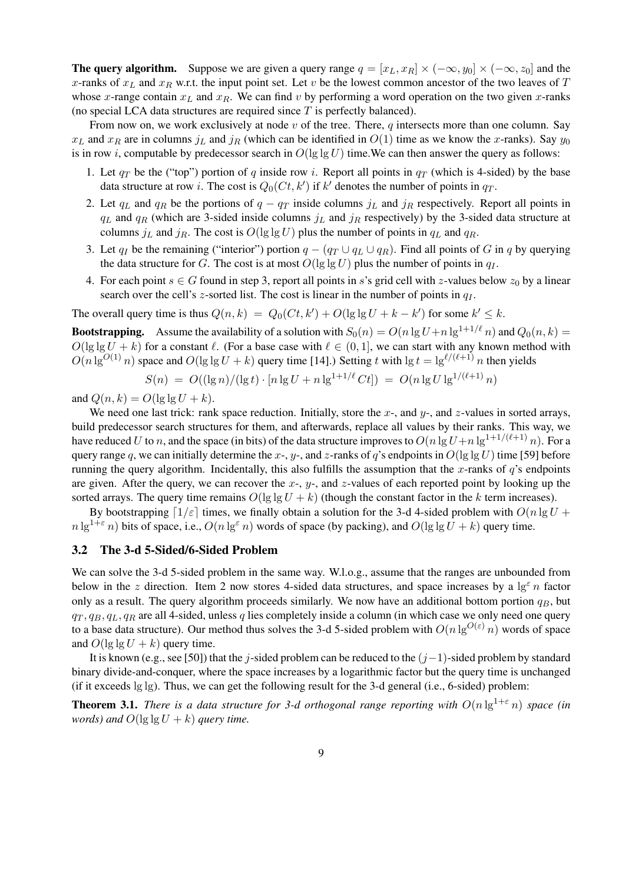**The query algorithm.** Suppose we are given a query range $q = [x_L, x_R] \times (-\infty, y_0] \times (-\infty, z_0]$ and the $x$-ranks of $x_L$ and $x_R$ w.r.t. the input point set. Let $v$ be the lowest common ancestor of the two leaves of $T$ whose $x$-range contain $x_L$ and $x_R$. We can find $v$ by performing a word operation on the two given $x$-ranks (no special LCA data structures are required since $T$ is perfectly balanced).

From now on, we work exclusively at node $v$ of the tree. There, $q$ intersects more than one column. Say $x_L$ and $x_R$ are in columns $j_L$ and $j_R$ (which can be identified in $O(1)$ time as we know the $x$-ranks). Say $y_0$ is in row $i$, computable by predecessor search in $O(\lg\lg U)$ time.We can then answer the query as follows:

1. Let $q_T$ be the ("top") portion of $q$ inside row $i$. Report all points in $q_T$ (which is 4-sided) by the base data structure at row $i$. The cost is $Q_0(Ct, k')$ if $k'$ denotes the number of points in $q_T$.
2. Let $q_L$ and $q_R$ be the portions of $q - q_T$ inside columns $j_L$ and $j_R$ respectively. Report all points in $q_L$ and $q_R$ (which are 3-sided inside columns $j_L$ and $j_R$ respectively) by the 3-sided data structure at columns $j_L$ and $j_R$. The cost is $O(\lg\lg U)$ plus the number of points in $q_L$ and $q_R$.
3. Let $q_I$ be the remaining ("interior") portion $q - (q_T \cup q_L \cup q_R)$. Find all points of $G$ in $q$ by querying the data structure for $G$. The cost is at most $O(\lg\lg U)$ plus the number of points in $q_I$.
4. For each point $s \in G$ found in step 3, report all points in $s$'s grid cell with $z$-values below $z_0$ by a linear search over the cell's $z$-sorted list. The cost is linear in the number of points in $q_I$.

The overall query time is thus $Q(n,k) \;=\; Q_0(Ct, k') + O(\lg\lg U + k - k')$ for some $k' \leq k$.

**Bootstrapping.** Assume the availability of a solution with $S_0(n) = O(n \lg U + n \lg^{1+1/\ell} n)$ and $Q_0(n,k) = O(\lg\lg U + k)$ for a constant $\ell$. (For a base case with $\ell \in (0,1]$, we can start with any known method with $O(n \lg^{O(1)} n)$ space and $O(\lg\lg U + k)$ query time [14].) Setting $t$ with $\lg t = \lg^{\ell/(\ell+1)} n$ then yields

$$S(n) \;=\; O((\lg n)/(\lg t) \cdot [n \lg U + n \lg^{1+1/\ell} Ct]) \;=\; O(n \lg U \lg^{1/(\ell+1)} n)$$

and $Q(n,k) = O(\lg\lg U + k)$.

We need one last trick: rank space reduction. Initially, store the $x$-, and $y$-, and $z$-values in sorted arrays, build predecessor search structures for them, and afterwards, replace all values by their ranks. This way, we have reduced $U$ to $n$, and the space (in bits) of the data structure improves to $O(n \lg U + n \lg^{1+1/(\ell+1)} n)$. For a query range $q$, we can initially determine the $x$-, $y$-, and $z$-ranks of $q$'s endpoints in $O(\lg\lg U)$ time [59] before running the query algorithm. Incidentally, this also fulfills the assumption that the $x$-ranks of $q$'s endpoints are given. After the query, we can recover the $x$-, $y$-, and $z$-values of each reported point by looking up the sorted arrays. The query time remains $O(\lg\lg U + k)$ (though the constant factor in the $k$ term increases).

By bootstrapping $\lceil 1/\varepsilon \rceil$ times, we finally obtain a solution for the 3-d 4-sided problem with $O(n \lg U + n \lg^{1+\varepsilon} n)$ bits of space, i.e., $O(n \lg^{\varepsilon} n)$ words of space (by packing), and $O(\lg\lg U + k)$ query time.

## 3.2 The 3-d 5-Sided/6-Sided Problem

We can solve the 3-d 5-sided problem in the same way. W.l.o.g., assume that the ranges are unbounded from below in the $z$ direction. Item 2 now stores 4-sided data structures, and space increases by a $\lg^{\varepsilon} n$ factor only as a result. The query algorithm proceeds similarly. We now have an additional bottom portion $q_B$, but $q_T, q_B, q_L, q_R$ are all 4-sided, unless $q$ lies completely inside a column (in which case we only need one query to a base data structure). Our method thus solves the 3-d 5-sided problem with $O(n \lg^{O(\varepsilon)} n)$ words of space and $O(\lg\lg U + k)$ query time.

It is known (e.g., see [50]) that the $j$-sided problem can be reduced to the $(j-1)$-sided problem by standard binary divide-and-conquer, where the space increases by a logarithmic factor but the query time is unchanged (if it exceeds $\lg\lg$). Thus, we can get the following result for the 3-d general (i.e., 6-sided) problem:

**Theorem 3.1.** *There is a data structure for 3-d orthogonal range reporting with $O(n \lg^{1+\varepsilon} n)$ space (in words) and $O(\lg\lg U + k)$ query time.*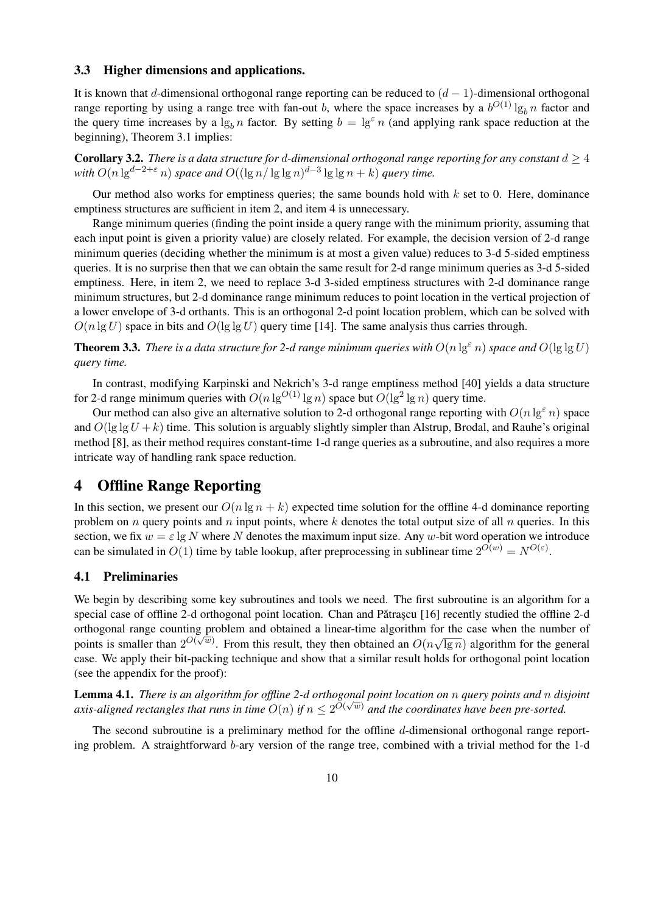### 3.3 Higher dimensions and applications.

It is known that $d$-dimensional orthogonal range reporting can be reduced to $(d-1)$-dimensional orthogonal range reporting by using a range tree with fan-out $b$, where the space increases by a $b^{O(1)} \lg_b n$ factor and the query time increases by a $\lg_b n$ factor. By setting $b = \lg^{\varepsilon} n$ (and applying rank space reduction at the beginning), Theorem 3.1 implies:

**Corollary 3.2.** *There is a data structure for $d$-dimensional orthogonal range reporting for any constant $d \geq 4$ with $O(n \lg^{d-2+\varepsilon} n)$ space and $O((\lg n/\lg\lg n)^{d-3} \lg\lg n + k)$ query time.*

Our method also works for emptiness queries; the same bounds hold with $k$ set to 0. Here, dominance emptiness structures are sufficient in item 2, and item 4 is unnecessary.

Range minimum queries (finding the point inside a query range with the minimum priority, assuming that each input point is given a priority value) are closely related. For example, the decision version of 2-d range minimum queries (deciding whether the minimum is at most a given value) reduces to 3-d 5-sided emptiness queries. It is no surprise then that we can obtain the same result for 2-d range minimum queries as 3-d 5-sided emptiness. Here, in item 2, we need to replace 3-d 3-sided emptiness structures with 2-d dominance range minimum structures, but 2-d dominance range minimum reduces to point location in the vertical projection of a lower envelope of 3-d orthants. This is an orthogonal 2-d point location problem, which can be solved with $O(n \lg U)$ space in bits and $O(\lg\lg U)$ query time [14]. The same analysis thus carries through.

**Theorem 3.3.** *There is a data structure for 2-d range minimum queries with $O(n \lg^{\varepsilon} n)$ space and $O(\lg\lg U)$ query time.*

In contrast, modifying Karpinski and Nekrich's 3-d range emptiness method [40] yields a data structure for 2-d range minimum queries with $O(n \lg^{O(1)} \lg n)$ space but $O(\lg^2 \lg n)$ query time.

Our method can also give an alternative solution to 2-d orthogonal range reporting with $O(n \lg^{\varepsilon} n)$ space and $O(\lg\lg U + k)$ time. This solution is arguably slightly simpler than Alstrup, Brodal, and Rauhe's original method [8], as their method requires constant-time 1-d range queries as a subroutine, and also requires a more intricate way of handling rank space reduction.

## 4 Offline Range Reporting

In this section, we present our $O(n \lg n + k)$ expected time solution for the offline 4-d dominance reporting problem on $n$ query points and $n$ input points, where $k$ denotes the total output size of all $n$ queries. In this section, we fix $w = \varepsilon \lg N$ where $N$ denotes the maximum input size. Any $w$-bit word operation we introduce can be simulated in $O(1)$ time by table lookup, after preprocessing in sublinear time $2^{O(w)} = N^{O(\varepsilon)}$.

### 4.1 Preliminaries

We begin by describing some key subroutines and tools we need. The first subroutine is an algorithm for a special case of offline 2-d orthogonal point location. Chan and Pătraşcu [16] recently studied the offline 2-d orthogonal range counting problem and obtained a linear-time algorithm for the case when the number of points is smaller than $2^{O(\sqrt{w})}$. From this result, they then obtained an $O(n\sqrt{\lg n})$ algorithm for the general case. We apply their bit-packing technique and show that a similar result holds for orthogonal point location (see the appendix for the proof):

**Lemma 4.1.** *There is an algorithm for offline 2-d orthogonal point location on $n$ query points and $n$ disjoint axis-aligned rectangles that runs in time $O(n)$ if $n \leq 2^{O(\sqrt{w})}$ and the coordinates have been pre-sorted.*

The second subroutine is a preliminary method for the offline $d$-dimensional orthogonal range reporting problem. A straightforward $b$-ary version of the range tree, combined with a trivial method for the 1-d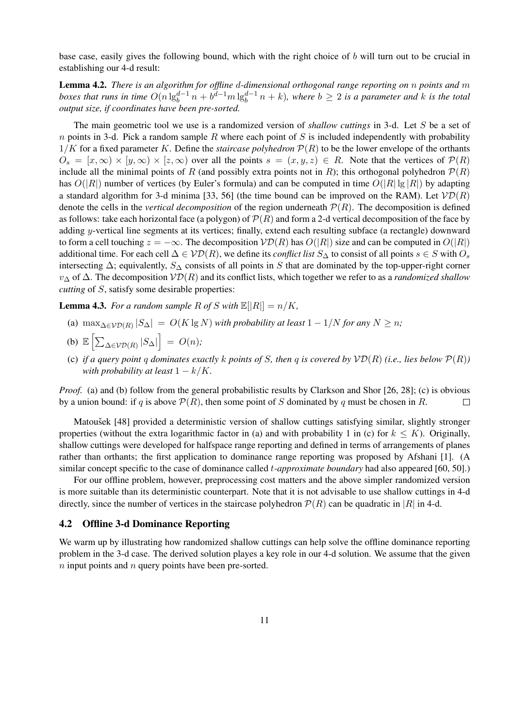base case, easily gives the following bound, which with the right choice of $b$ will turn out to be crucial in establishing our 4-d result:

**Lemma 4.2.** *There is an algorithm for offline $d$-dimensional orthogonal range reporting on $n$ points and $m$ boxes that runs in time $O(n \lg_b^{d-1} n + b^{d-1} m \lg_b^{d-1} n + k)$, where $b \geq 2$ is a parameter and $k$ is the total output size, if coordinates have been pre-sorted.*

The main geometric tool we use is a randomized version of *shallow cuttings* in 3-d. Let $S$ be a set of $n$ points in 3-d. Pick a random sample $R$ where each point of $S$ is included independently with probability $1/K$ for a fixed parameter $K$. Define the *staircase polyhedron* $\mathcal{P}(R)$ to be the lower envelope of the orthants $O_s = [x, \infty) \times [y, \infty) \times [z, \infty)$ over all the points $s = (x, y, z) \in R$. Note that the vertices of $\mathcal{P}(R)$ include all the minimal points of $R$ (and possibly extra points not in $R$); this orthogonal polyhedron $\mathcal{P}(R)$ has $O(|R|)$ number of vertices (by Euler's formula) and can be computed in time $O(|R| \lg |R|)$ by adapting a standard algorithm for 3-d minima [33, 56] (the time bound can be improved on the RAM). Let $\mathcal{VD}(R)$ denote the cells in the *vertical decomposition* of the region underneath $\mathcal{P}(R)$. The decomposition is defined as follows: take each horizontal face (a polygon) of $\mathcal{P}(R)$ and form a 2-d vertical decomposition of the face by adding $y$-vertical line segments at its vertices; finally, extend each resulting subface (a rectangle) downward to form a cell touching $z = -\infty$. The decomposition $\mathcal{VD}(R)$ has $O(|R|)$ size and can be computed in $O(|R|)$ additional time. For each cell $\Delta \in \mathcal{VD}(R)$, we define its *conflict list* $S_\Delta$ to consist of all points $s \in S$ with $O_s$ intersecting $\Delta$; equivalently, $S_\Delta$ consists of all points in $S$ that are dominated by the top-upper-right corner $v_\Delta$ of $\Delta$. The decomposition $\mathcal{VD}(R)$ and its conflict lists, which together we refer to as a *randomized shallow cutting* of $S$, satisfy some desirable properties:

**Lemma 4.3.** *For a random sample $R$ of $S$ with $\mathbb{E}[|R|] = n/K$,*

(a) $\max_{\Delta \in \mathcal{VD}(R)} |S_\Delta| = O(K \lg N)$ *with probability at least $1 - 1/N$ for any $N \geq n$;*

(b) $\mathbb{E}\left[\sum_{\Delta \in \mathcal{VD}(R)} |S_\Delta|\right] = O(n)$*;*

(c) *if a query point $q$ dominates exactly $k$ points of $S$, then $q$ is covered by $\mathcal{VD}(R)$ (i.e., lies below $\mathcal{P}(R)$) with probability at least $1 - k/K$.*

*Proof.* (a) and (b) follow from the general probabilistic results by Clarkson and Shor [26, 28]; (c) is obvious by a union bound: if $q$ is above $\mathcal{P}(R)$, then some point of $S$ dominated by $q$ must be chosen in $R$. □

Matoušek [48] provided a deterministic version of shallow cuttings satisfying similar, slightly stronger properties (without the extra logarithmic factor in (a) and with probability 1 in (c) for $k \leq K$). Originally, shallow cuttings were developed for halfspace range reporting and defined in terms of arrangements of planes rather than orthants; the first application to dominance range reporting was proposed by Afshani [1]. (A similar concept specific to the case of dominance called $t$-*approximate boundary* had also appeared [60, 50].)

For our offline problem, however, preprocessing cost matters and the above simpler randomized version is more suitable than its deterministic counterpart. Note that it is not advisable to use shallow cuttings in 4-d directly, since the number of vertices in the staircase polyhedron $\mathcal{P}(R)$ can be quadratic in $|R|$ in 4-d.

## 4.2 Offline 3-d Dominance Reporting

We warm up by illustrating how randomized shallow cuttings can help solve the offline dominance reporting problem in the 3-d case. The derived solution playes a key role in our 4-d solution. We assume that the given $n$ input points and $n$ query points have been pre-sorted.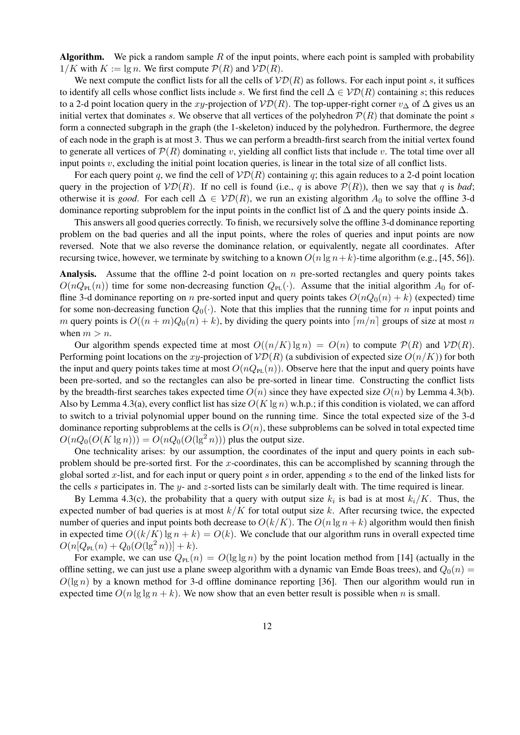**Algorithm.** We pick a random sample $R$ of the input points, where each point is sampled with probability $1/K$ with $K := \lg n$. We first compute $\mathcal{P}(R)$ and $\mathcal{VD}(R)$.

We next compute the conflict lists for all the cells of $\mathcal{VD}(R)$ as follows. For each input point $s$, it suffices to identify all cells whose conflict lists include $s$. We first find the cell $\Delta \in \mathcal{VD}(R)$ containing $s$; this reduces to a 2-d point location query in the $xy$-projection of $\mathcal{VD}(R)$. The top-upper-right corner $v_\Delta$ of $\Delta$ gives us an initial vertex that dominates $s$. We observe that all vertices of the polyhedron $\mathcal{P}(R)$ that dominate the point $s$ form a connected subgraph in the graph (the 1-skeleton) induced by the polyhedron. Furthermore, the degree of each node in the graph is at most 3. Thus we can perform a breadth-first search from the initial vertex found to generate all vertices of $\mathcal{P}(R)$ dominating $v$, yielding all conflict lists that include $v$. The total time over all input points $v$, excluding the initial point location queries, is linear in the total size of all conflict lists.

For each query point $q$, we find the cell of $\mathcal{VD}(R)$ containing $q$; this again reduces to a 2-d point location query in the projection of $\mathcal{VD}(R)$. If no cell is found (i.e., $q$ is above $\mathcal{P}(R)$), then we say that $q$ is *bad*; otherwise it is *good*. For each cell $\Delta \in \mathcal{VD}(R)$, we run an existing algorithm $A_0$ to solve the offline 3-d dominance reporting subproblem for the input points in the conflict list of $\Delta$ and the query points inside $\Delta$.

This answers all good queries correctly. To finish, we recursively solve the offline 3-d dominance reporting problem on the bad queries and all the input points, where the roles of queries and input points are now reversed. Note that we also reverse the dominance relation, or equivalently, negate all coordinates. After recursing twice, however, we terminate by switching to a known $O(n \lg n + k)$-time algorithm (e.g., [45, 56]).

**Analysis.** Assume that the offline 2-d point location on $n$ pre-sorted rectangles and query points takes $O(nQ_{\text{PL}}(n))$ time for some non-decreasing function $Q_{\text{PL}}(\cdot)$. Assume that the initial algorithm $A_0$ for offline 3-d dominance reporting on $n$ pre-sorted input and query points takes $O(nQ_0(n) + k)$ (expected) time for some non-decreasing function $Q_0(\cdot)$. Note that this implies that the running time for $n$ input points and $m$ query points is $O((n + m)Q_0(n) + k)$, by dividing the query points into $\lceil m/n \rceil$ groups of size at most $n$ when $m > n$.

Our algorithm spends expected time at most $O((n/K) \lg n) = O(n)$ to compute $\mathcal{P}(R)$ and $\mathcal{VD}(R)$. Performing point locations on the $xy$-projection of $\mathcal{VD}(R)$ (a subdivision of expected size $O(n/K)$) for both the input and query points takes time at most $O(nQ_{\text{PL}}(n))$. Observe here that the input and query points have been pre-sorted, and so the rectangles can also be pre-sorted in linear time. Constructing the conflict lists by the breadth-first searches takes expected time $O(n)$ since they have expected size $O(n)$ by Lemma 4.3(b). Also by Lemma 4.3(a), every conflict list has size $O(K \lg n)$ w.h.p.; if this condition is violated, we can afford to switch to a trivial polynomial upper bound on the running time. Since the total expected size of the 3-d dominance reporting subproblems at the cells is $O(n)$, these subproblems can be solved in total expected time $O(nQ_0(O(K \lg n))) = O(nQ_0(O(\lg^2 n)))$ plus the output size.

One technicality arises: by our assumption, the coordinates of the input and query points in each subproblem should be pre-sorted first. For the $x$-coordinates, this can be accomplished by scanning through the global sorted $x$-list, and for each input or query point $s$ in order, appending $s$ to the end of the linked lists for the cells $s$ participates in. The $y$- and $z$-sorted lists can be similarly dealt with. The time required is linear.

By Lemma 4.3(c), the probability that a query with output size $k_i$ is bad is at most $k_i/K$. Thus, the expected number of bad queries is at most $k/K$ for total output size $k$. After recursing twice, the expected number of queries and input points both decrease to $O(k/K)$. The $O(n \lg n + k)$ algorithm would then finish in expected time $O((k/K) \lg n + k) = O(k)$. We conclude that our algorithm runs in overall expected time $O(n[Q_{\text{PL}}(n) + Q_0(O(\lg^2 n))] + k)$.

For example, we can use $Q_{\text{PL}}(n) = O(\lg \lg n)$ by the point location method from [14] (actually in the offline setting, we can just use a plane sweep algorithm with a dynamic van Emde Boas trees), and $Q_0(n) = O(\lg n)$ by a known method for 3-d offline dominance reporting [36]. Then our algorithm would run in expected time $O(n \lg \lg n + k)$. We now show that an even better result is possible when $n$ is small.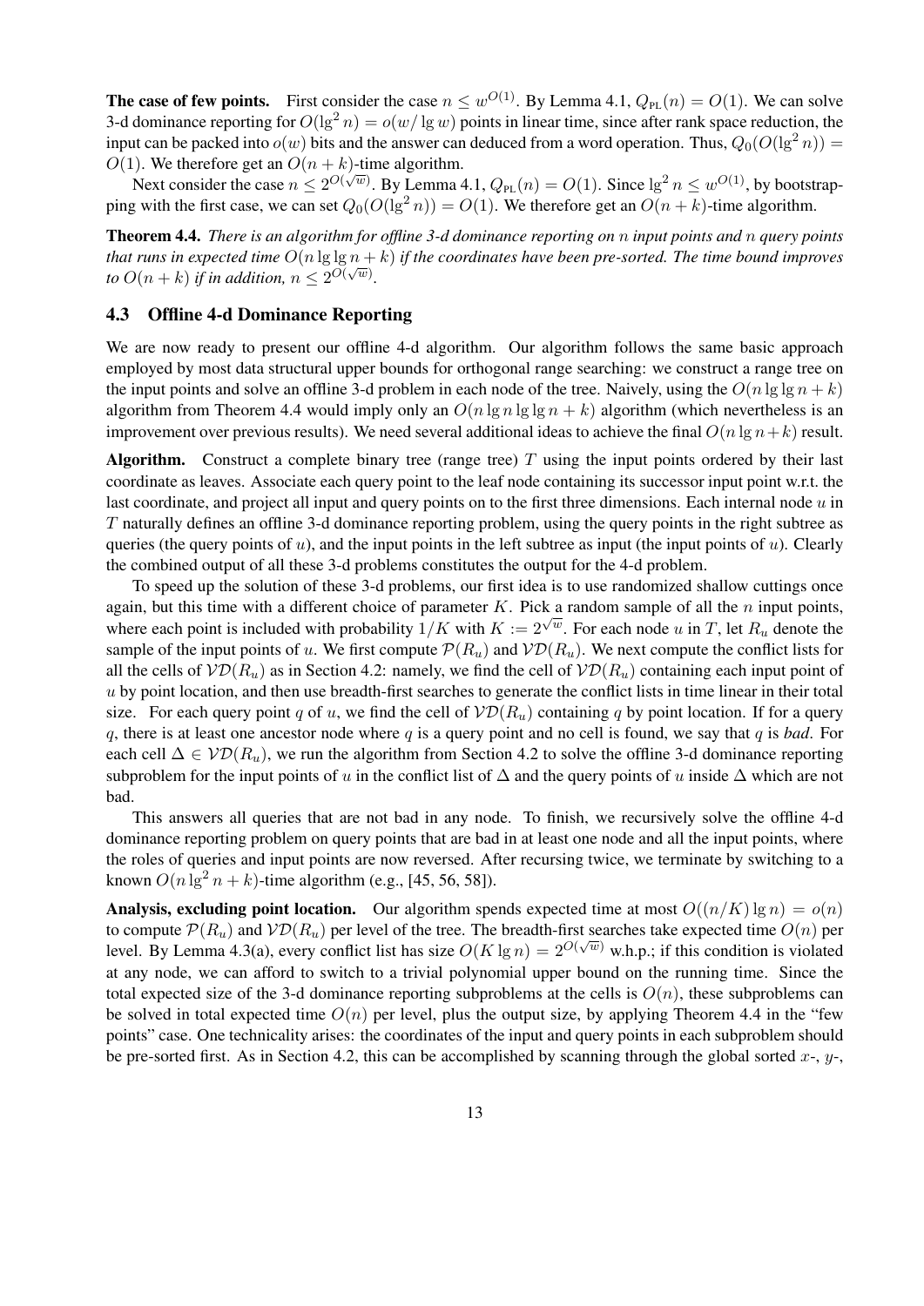**The case of few points.** First consider the case $n \le w^{O(1)}$. By Lemma 4.1, $Q_{\text{PL}}(n) = O(1)$. We can solve 3-d dominance reporting for $O(\lg^2 n) = o(w/\lg w)$ points in linear time, since after rank space reduction, the input can be packed into $o(w)$ bits and the answer can deduced from a word operation. Thus, $Q_0(O(\lg^2 n)) = O(1)$. We therefore get an $O(n + k)$-time algorithm.

Next consider the case $n \le 2^{O(\sqrt{w})}$. By Lemma 4.1, $Q_{\text{PL}}(n) = O(1)$. Since $\lg^2 n \le w^{O(1)}$, by bootstrapping with the first case, we can set $Q_0(O(\lg^2 n)) = O(1)$. We therefore get an $O(n + k)$-time algorithm.

**Theorem 4.4.** *There is an algorithm for offline 3-d dominance reporting on $n$ input points and $n$ query points that runs in expected time $O(n \lg\lg n + k)$ if the coordinates have been pre-sorted. The time bound improves to $O(n + k)$ if in addition, $n \le 2^{O(\sqrt{w})}$.*

### 4.3 Offline 4-d Dominance Reporting

We are now ready to present our offline 4-d algorithm. Our algorithm follows the same basic approach employed by most data structural upper bounds for orthogonal range searching: we construct a range tree on the input points and solve an offline 3-d problem in each node of the tree. Naively, using the $O(n \lg\lg n + k)$ algorithm from Theorem 4.4 would imply only an $O(n \lg n \lg\lg n + k)$ algorithm (which nevertheless is an improvement over previous results). We need several additional ideas to achieve the final $O(n \lg n + k)$ result.

**Algorithm.** Construct a complete binary tree (range tree) $T$ using the input points ordered by their last coordinate as leaves. Associate each query point to the leaf node containing its successor input point w.r.t. the last coordinate, and project all input and query points on to the first three dimensions. Each internal node $u$ in $T$ naturally defines an offline 3-d dominance reporting problem, using the query points in the right subtree as queries (the query points of $u$), and the input points in the left subtree as input (the input points of $u$). Clearly the combined output of all these 3-d problems constitutes the output for the 4-d problem.

To speed up the solution of these 3-d problems, our first idea is to use randomized shallow cuttings once again, but this time with a different choice of parameter $K$. Pick a random sample of all the $n$ input points, where each point is included with probability $1/K$ with $K := 2^{\sqrt{w}}$. For each node $u$ in $T$, let $R_u$ denote the sample of the input points of $u$. We first compute $\mathcal{P}(R_u)$ and $\mathcal{VD}(R_u)$. We next compute the conflict lists for all the cells of $\mathcal{VD}(R_u)$ as in Section 4.2: namely, we find the cell of $\mathcal{VD}(R_u)$ containing each input point of $u$ by point location, and then use breadth-first searches to generate the conflict lists in time linear in their total size. For each query point $q$ of $u$, we find the cell of $\mathcal{VD}(R_u)$ containing $q$ by point location. If for a query $q$, there is at least one ancestor node where $q$ is a query point and no cell is found, we say that $q$ is *bad*. For each cell $\Delta \in \mathcal{VD}(R_u)$, we run the algorithm from Section 4.2 to solve the offline 3-d dominance reporting subproblem for the input points of $u$ in the conflict list of $\Delta$ and the query points of $u$ inside $\Delta$ which are not bad.

This answers all queries that are not bad in any node. To finish, we recursively solve the offline 4-d dominance reporting problem on query points that are bad in at least one node and all the input points, where the roles of queries and input points are now reversed. After recursing twice, we terminate by switching to a known $O(n \lg^2 n + k)$-time algorithm (e.g., [45, 56, 58]).

**Analysis, excluding point location.** Our algorithm spends expected time at most $O((n/K) \lg n) = o(n)$ to compute $\mathcal{P}(R_u)$ and $\mathcal{VD}(R_u)$ per level of the tree. The breadth-first searches take expected time $O(n)$ per level. By Lemma 4.3(a), every conflict list has size $O(K \lg n) = 2^{O(\sqrt{w})}$ w.h.p.; if this condition is violated at any node, we can afford to switch to a trivial polynomial upper bound on the running time. Since the total expected size of the 3-d dominance reporting subproblems at the cells is $O(n)$, these subproblems can be solved in total expected time $O(n)$ per level, plus the output size, by applying Theorem 4.4 in the "few points" case. One technicality arises: the coordinates of the input and query points in each subproblem should be pre-sorted first. As in Section 4.2, this can be accomplished by scanning through the global sorted $x$-, $y$-,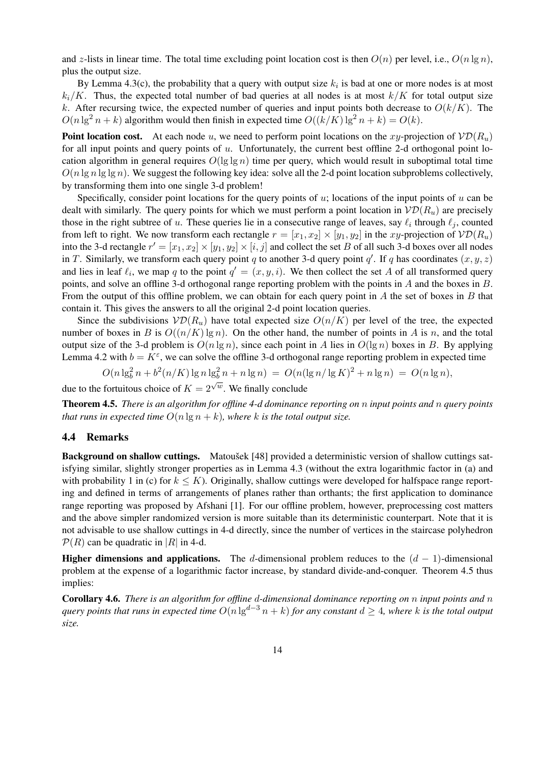and $z$-lists in linear time. The total time excluding point location cost is then $O(n)$ per level, i.e., $O(n \lg n)$, plus the output size.

By Lemma 4.3(c), the probability that a query with output size $k_i$ is bad at one or more nodes is at most $k_i/K$. Thus, the expected total number of bad queries at all nodes is at most $k/K$ for total output size $k$. After recursing twice, the expected number of queries and input points both decrease to $O(k/K)$. The $O(n \lg^2 n + k)$ algorithm would then finish in expected time $O((k/K) \lg^2 n + k) = O(k)$.

**Point location cost.** At each node $u$, we need to perform point locations on the $xy$-projection of $\mathcal{VD}(R_u)$ for all input points and query points of $u$. Unfortunately, the current best offline 2-d orthogonal point location algorithm in general requires $O(\lg \lg n)$ time per query, which would result in suboptimal total time $O(n \lg n \lg \lg n)$. We suggest the following key idea: solve all the 2-d point location subproblems collectively, by transforming them into one single 3-d problem!

Specifically, consider point locations for the query points of $u$; locations of the input points of $u$ can be dealt with similarly. The query points for which we must perform a point location in $\mathcal{VD}(R_u)$ are precisely those in the right subtree of $u$. These queries lie in a consecutive range of leaves, say $\ell_i$ through $\ell_j$, counted from left to right. We now transform each rectangle $r = [x_1, x_2] \times [y_1, y_2]$ in the $xy$-projection of $\mathcal{VD}(R_u)$ into the 3-d rectangle $r' = [x_1, x_2] \times [y_1, y_2] \times [i, j]$ and collect the set $B$ of all such 3-d boxes over all nodes in $T$. Similarly, we transform each query point $q$ to another 3-d query point $q'$. If $q$ has coordinates $(x, y, z)$ and lies in leaf $\ell_i$, we map $q$ to the point $q' = (x, y, i)$. We then collect the set $A$ of all transformed query points, and solve an offline 3-d orthogonal range reporting problem with the points in $A$ and the boxes in $B$. From the output of this offline problem, we can obtain for each query point in $A$ the set of boxes in $B$ that contain it. This gives the answers to all the original 2-d point location queries.

Since the subdivisions $\mathcal{VD}(R_u)$ have total expected size $O(n/K)$ per level of the tree, the expected number of boxes in $B$ is $O((n/K) \lg n)$. On the other hand, the number of points in $A$ is $n$, and the total output size of the 3-d problem is $O(n \lg n)$, since each point in $A$ lies in $O(\lg n)$ boxes in $B$. By applying Lemma 4.2 with $b = K^{\varepsilon}$, we can solve the offline 3-d orthogonal range reporting problem in expected time

$$O(n \lg_b^2 n + b^2 (n/K) \lg n \lg_b^2 n + n \lg n) \;=\; O(n (\lg n / \lg K)^2 + n \lg n) \;=\; O(n \lg n),$$

due to the fortuitous choice of $K = 2^{\sqrt{w}}$. We finally conclude

**Theorem 4.5.** *There is an algorithm for offline 4-d dominance reporting on $n$ input points and $n$ query points that runs in expected time $O(n \lg n + k)$, where $k$ is the total output size.*

### 4.4 Remarks

**Background on shallow cuttings.** Matoušek [48] provided a deterministic version of shallow cuttings satisfying similar, slightly stronger properties as in Lemma 4.3 (without the extra logarithmic factor in (a) and with probability 1 in (c) for $k \leq K$). Originally, shallow cuttings were developed for halfspace range reporting and defined in terms of arrangements of planes rather than orthants; the first application to dominance range reporting was proposed by Afshani [1]. For our offline problem, however, preprocessing cost matters and the above simpler randomized version is more suitable than its deterministic counterpart. Note that it is not advisable to use shallow cuttings in 4-d directly, since the number of vertices in the staircase polyhedron $\mathcal{P}(R)$ can be quadratic in $|R|$ in 4-d.

**Higher dimensions and applications.** The $d$-dimensional problem reduces to the $(d-1)$-dimensional problem at the expense of a logarithmic factor increase, by standard divide-and-conquer. Theorem 4.5 thus implies:

**Corollary 4.6.** *There is an algorithm for offline $d$-dimensional dominance reporting on $n$ input points and $n$ query points that runs in expected time $O(n \lg^{d-3} n + k)$ for any constant $d \geq 4$, where $k$ is the total output size.*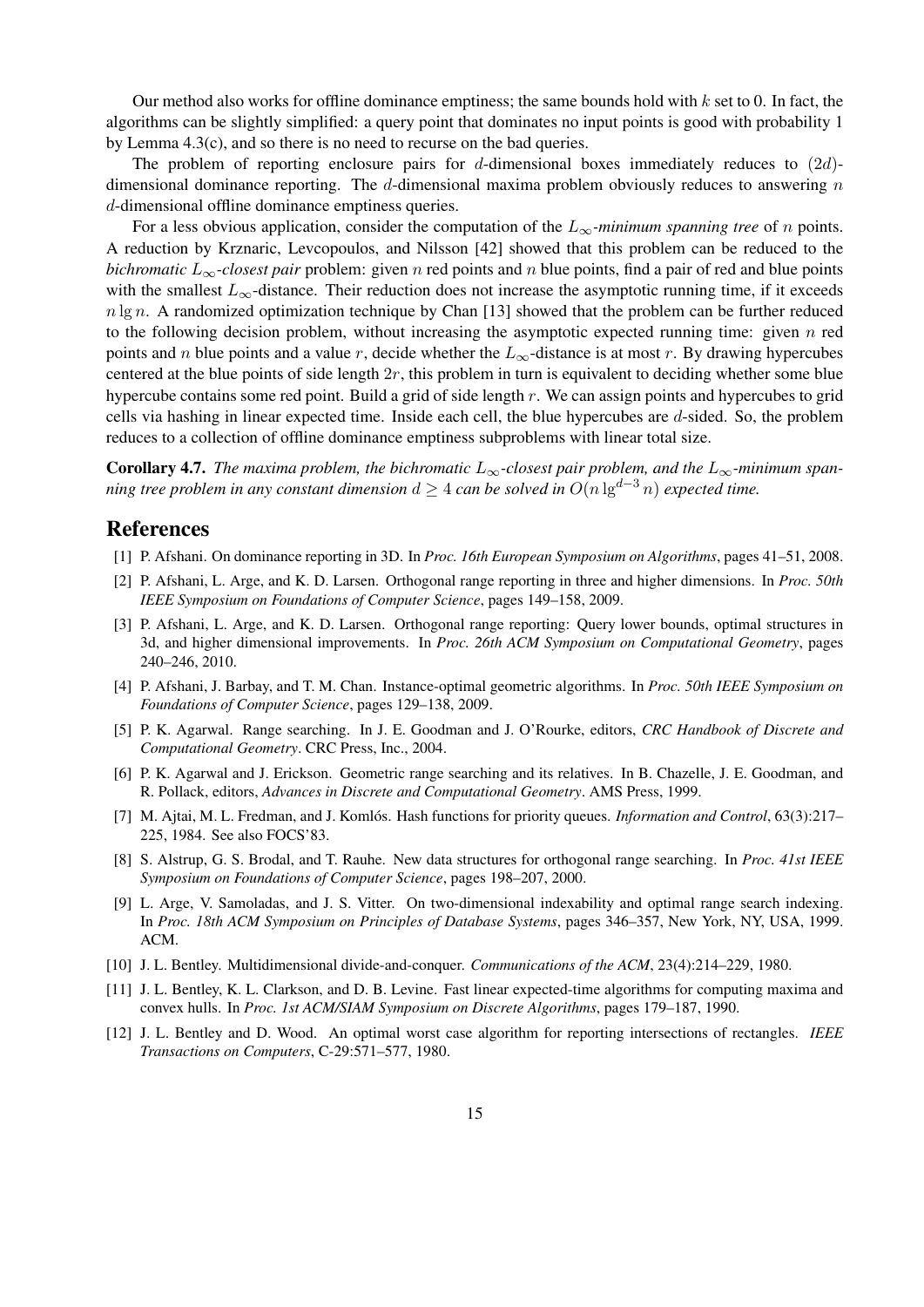Our method also works for offline dominance emptiness; the same bounds hold with $k$ set to 0. In fact, the algorithms can be slightly simplified: a query point that dominates no input points is good with probability 1 by Lemma 4.3(c), and so there is no need to recurse on the bad queries.

The problem of reporting enclosure pairs for $d$-dimensional boxes immediately reduces to $(2d)$-dimensional dominance reporting. The $d$-dimensional maxima problem obviously reduces to answering $n$ $d$-dimensional offline dominance emptiness queries.

For a less obvious application, consider the computation of the *$L_\infty$-minimum spanning tree* of $n$ points. A reduction by Krznaric, Levcopoulos, and Nilsson [42] showed that this problem can be reduced to the *bichromatic $L_\infty$-closest pair* problem: given $n$ red points and $n$ blue points, find a pair of red and blue points with the smallest $L_\infty$-distance. Their reduction does not increase the asymptotic running time, if it exceeds $n \lg n$. A randomized optimization technique by Chan [13] showed that the problem can be further reduced to the following decision problem, without increasing the asymptotic expected running time: given $n$ red points and $n$ blue points and a value $r$, decide whether the $L_\infty$-distance is at most $r$. By drawing hypercubes centered at the blue points of side length $2r$, this problem in turn is equivalent to deciding whether some blue hypercube contains some red point. Build a grid of side length $r$. We can assign points and hypercubes to grid cells via hashing in linear expected time. Inside each cell, the blue hypercubes are $d$-sided. So, the problem reduces to a collection of offline dominance emptiness subproblems with linear total size.

**Corollary 4.7.** *The maxima problem, the bichromatic $L_\infty$-closest pair problem, and the $L_\infty$-minimum spanning tree problem in any constant dimension $d \geq 4$ can be solved in $O(n \lg^{d-3} n)$ expected time.*

# References

[1] P. Afshani. On dominance reporting in 3D. In *Proc. 16th European Symposium on Algorithms*, pages 41–51, 2008.

[2] P. Afshani, L. Arge, and K. D. Larsen. Orthogonal range reporting in three and higher dimensions. In *Proc. 50th IEEE Symposium on Foundations of Computer Science*, pages 149–158, 2009.

[3] P. Afshani, L. Arge, and K. D. Larsen. Orthogonal range reporting: Query lower bounds, optimal structures in 3d, and higher dimensional improvements. In *Proc. 26th ACM Symposium on Computational Geometry*, pages 240–246, 2010.

[4] P. Afshani, J. Barbay, and T. M. Chan. Instance-optimal geometric algorithms. In *Proc. 50th IEEE Symposium on Foundations of Computer Science*, pages 129–138, 2009.

[5] P. K. Agarwal. Range searching. In J. E. Goodman and J. O'Rourke, editors, *CRC Handbook of Discrete and Computational Geometry*. CRC Press, Inc., 2004.

[6] P. K. Agarwal and J. Erickson. Geometric range searching and its relatives. In B. Chazelle, J. E. Goodman, and R. Pollack, editors, *Advances in Discrete and Computational Geometry*. AMS Press, 1999.

[7] M. Ajtai, M. L. Fredman, and J. Komlós. Hash functions for priority queues. *Information and Control*, 63(3):217–225, 1984. See also FOCS'83.

[8] S. Alstrup, G. S. Brodal, and T. Rauhe. New data structures for orthogonal range searching. In *Proc. 41st IEEE Symposium on Foundations of Computer Science*, pages 198–207, 2000.

[9] L. Arge, V. Samoladas, and J. S. Vitter. On two-dimensional indexability and optimal range search indexing. In *Proc. 18th ACM Symposium on Principles of Database Systems*, pages 346–357, New York, NY, USA, 1999. ACM.

[10] J. L. Bentley. Multidimensional divide-and-conquer. *Communications of the ACM*, 23(4):214–229, 1980.

[11] J. L. Bentley, K. L. Clarkson, and D. B. Levine. Fast linear expected-time algorithms for computing maxima and convex hulls. In *Proc. 1st ACM/SIAM Symposium on Discrete Algorithms*, pages 179–187, 1990.

[12] J. L. Bentley and D. Wood. An optimal worst case algorithm for reporting intersections of rectangles. *IEEE Transactions on Computers*, C-29:571–577, 1980.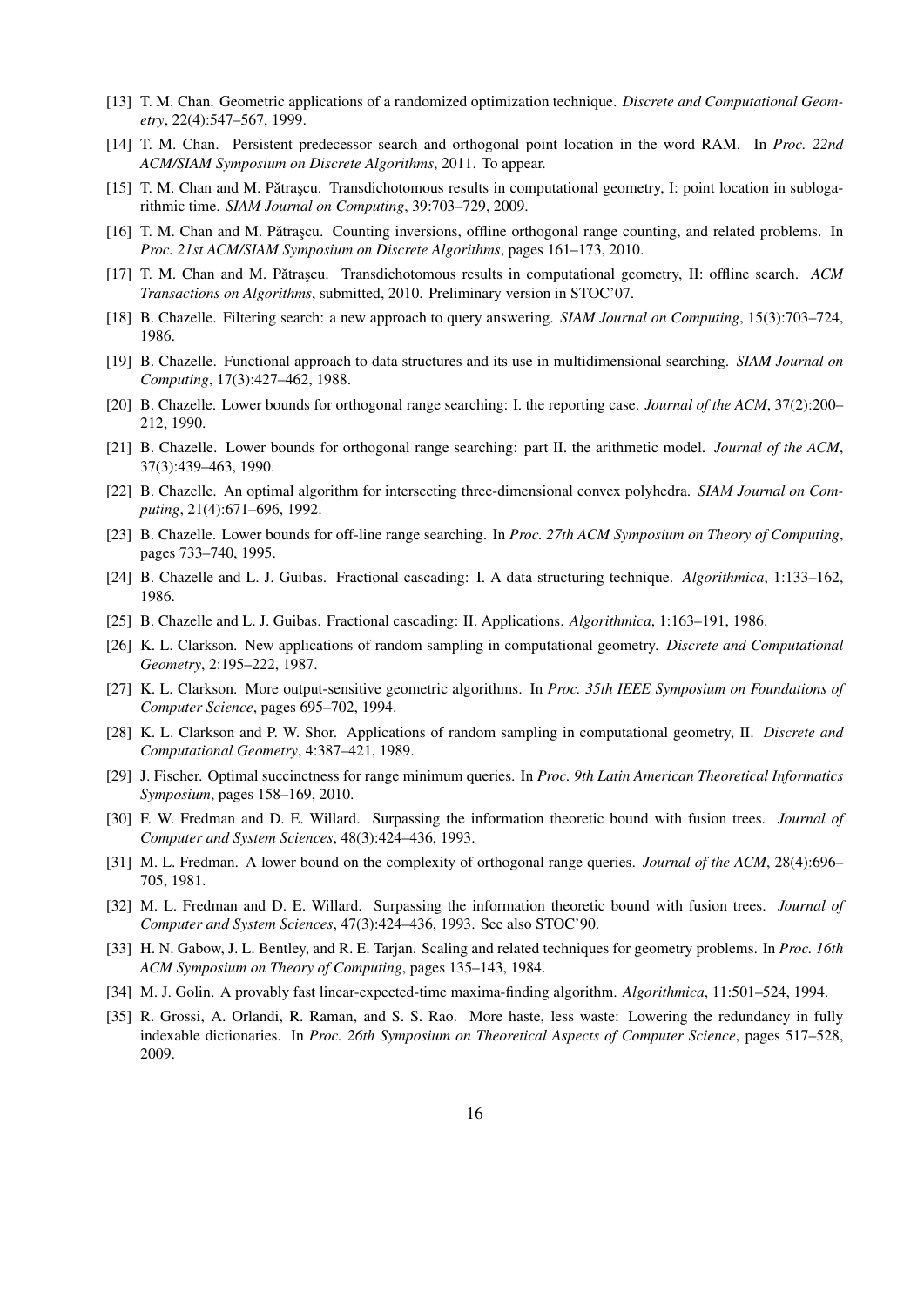[13] T. M. Chan. Geometric applications of a randomized optimization technique. *Discrete and Computational Geometry*, 22(4):547–567, 1999.

[14] T. M. Chan. Persistent predecessor search and orthogonal point location in the word RAM. In *Proc. 22nd ACM/SIAM Symposium on Discrete Algorithms*, 2011. To appear.

[15] T. M. Chan and M. Pătraşcu. Transdichotomous results in computational geometry, I: point location in sublogarithmic time. *SIAM Journal on Computing*, 39:703–729, 2009.

[16] T. M. Chan and M. Pătraşcu. Counting inversions, offline orthogonal range counting, and related problems. In *Proc. 21st ACM/SIAM Symposium on Discrete Algorithms*, pages 161–173, 2010.

[17] T. M. Chan and M. Pătraşcu. Transdichotomous results in computational geometry, II: offline search. *ACM Transactions on Algorithms*, submitted, 2010. Preliminary version in STOC'07.

[18] B. Chazelle. Filtering search: a new approach to query answering. *SIAM Journal on Computing*, 15(3):703–724, 1986.

[19] B. Chazelle. Functional approach to data structures and its use in multidimensional searching. *SIAM Journal on Computing*, 17(3):427–462, 1988.

[20] B. Chazelle. Lower bounds for orthogonal range searching: I. the reporting case. *Journal of the ACM*, 37(2):200–212, 1990.

[21] B. Chazelle. Lower bounds for orthogonal range searching: part II. the arithmetic model. *Journal of the ACM*, 37(3):439–463, 1990.

[22] B. Chazelle. An optimal algorithm for intersecting three-dimensional convex polyhedra. *SIAM Journal on Computing*, 21(4):671–696, 1992.

[23] B. Chazelle. Lower bounds for off-line range searching. In *Proc. 27th ACM Symposium on Theory of Computing*, pages 733–740, 1995.

[24] B. Chazelle and L. J. Guibas. Fractional cascading: I. A data structuring technique. *Algorithmica*, 1:133–162, 1986.

[25] B. Chazelle and L. J. Guibas. Fractional cascading: II. Applications. *Algorithmica*, 1:163–191, 1986.

[26] K. L. Clarkson. New applications of random sampling in computational geometry. *Discrete and Computational Geometry*, 2:195–222, 1987.

[27] K. L. Clarkson. More output-sensitive geometric algorithms. In *Proc. 35th IEEE Symposium on Foundations of Computer Science*, pages 695–702, 1994.

[28] K. L. Clarkson and P. W. Shor. Applications of random sampling in computational geometry, II. *Discrete and Computational Geometry*, 4:387–421, 1989.

[29] J. Fischer. Optimal succinctness for range minimum queries. In *Proc. 9th Latin American Theoretical Informatics Symposium*, pages 158–169, 2010.

[30] F. W. Fredman and D. E. Willard. Surpassing the information theoretic bound with fusion trees. *Journal of Computer and System Sciences*, 48(3):424–436, 1993.

[31] M. L. Fredman. A lower bound on the complexity of orthogonal range queries. *Journal of the ACM*, 28(4):696–705, 1981.

[32] M. L. Fredman and D. E. Willard. Surpassing the information theoretic bound with fusion trees. *Journal of Computer and System Sciences*, 47(3):424–436, 1993. See also STOC'90.

[33] H. N. Gabow, J. L. Bentley, and R. E. Tarjan. Scaling and related techniques for geometry problems. In *Proc. 16th ACM Symposium on Theory of Computing*, pages 135–143, 1984.

[34] M. J. Golin. A provably fast linear-expected-time maxima-finding algorithm. *Algorithmica*, 11:501–524, 1994.

[35] R. Grossi, A. Orlandi, R. Raman, and S. S. Rao. More haste, less waste: Lowering the redundancy in fully indexable dictionaries. In *Proc. 26th Symposium on Theoretical Aspects of Computer Science*, pages 517–528, 2009.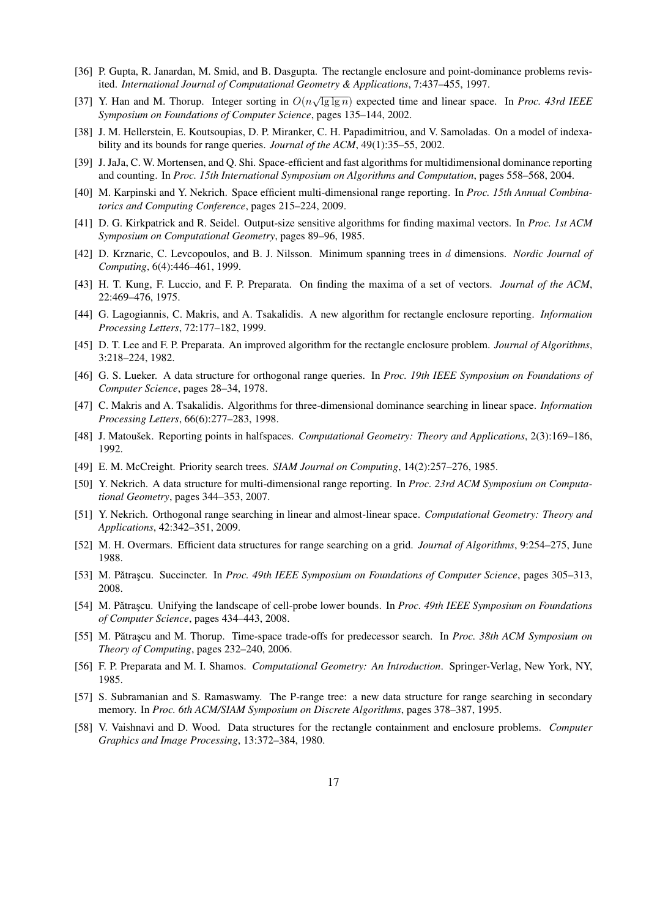[36] P. Gupta, R. Janardan, M. Smid, and B. Dasgupta. The rectangle enclosure and point-dominance problems revisited. *International Journal of Computational Geometry & Applications*, 7:437–455, 1997.

[37] Y. Han and M. Thorup. Integer sorting in $O(n\sqrt{\lg \lg n})$ expected time and linear space. In *Proc. 43rd IEEE Symposium on Foundations of Computer Science*, pages 135–144, 2002.

[38] J. M. Hellerstein, E. Koutsoupias, D. P. Miranker, C. H. Papadimitriou, and V. Samoladas. On a model of indexability and its bounds for range queries. *Journal of the ACM*, 49(1):35–55, 2002.

[39] J. JaJa, C. W. Mortensen, and Q. Shi. Space-efficient and fast algorithms for multidimensional dominance reporting and counting. In *Proc. 15th International Symposium on Algorithms and Computation*, pages 558–568, 2004.

[40] M. Karpinski and Y. Nekrich. Space efficient multi-dimensional range reporting. In *Proc. 15th Annual Combinatorics and Computing Conference*, pages 215–224, 2009.

[41] D. G. Kirkpatrick and R. Seidel. Output-size sensitive algorithms for finding maximal vectors. In *Proc. 1st ACM Symposium on Computational Geometry*, pages 89–96, 1985.

[42] D. Krznaric, C. Levcopoulos, and B. J. Nilsson. Minimum spanning trees in $d$ dimensions. *Nordic Journal of Computing*, 6(4):446–461, 1999.

[43] H. T. Kung, F. Luccio, and F. P. Preparata. On finding the maxima of a set of vectors. *Journal of the ACM*, 22:469–476, 1975.

[44] G. Lagogiannis, C. Makris, and A. Tsakalidis. A new algorithm for rectangle enclosure reporting. *Information Processing Letters*, 72:177–182, 1999.

[45] D. T. Lee and F. P. Preparata. An improved algorithm for the rectangle enclosure problem. *Journal of Algorithms*, 3:218–224, 1982.

[46] G. S. Lueker. A data structure for orthogonal range queries. In *Proc. 19th IEEE Symposium on Foundations of Computer Science*, pages 28–34, 1978.

[47] C. Makris and A. Tsakalidis. Algorithms for three-dimensional dominance searching in linear space. *Information Processing Letters*, 66(6):277–283, 1998.

[48] J. Matoušek. Reporting points in halfspaces. *Computational Geometry: Theory and Applications*, 2(3):169–186, 1992.

[49] E. M. McCreight. Priority search trees. *SIAM Journal on Computing*, 14(2):257–276, 1985.

[50] Y. Nekrich. A data structure for multi-dimensional range reporting. In *Proc. 23rd ACM Symposium on Computational Geometry*, pages 344–353, 2007.

[51] Y. Nekrich. Orthogonal range searching in linear and almost-linear space. *Computational Geometry: Theory and Applications*, 42:342–351, 2009.

[52] M. H. Overmars. Efficient data structures for range searching on a grid. *Journal of Algorithms*, 9:254–275, June 1988.

[53] M. Pătraşcu. Succincter. In *Proc. 49th IEEE Symposium on Foundations of Computer Science*, pages 305–313, 2008.

[54] M. Pătraşcu. Unifying the landscape of cell-probe lower bounds. In *Proc. 49th IEEE Symposium on Foundations of Computer Science*, pages 434–443, 2008.

[55] M. Pătraşcu and M. Thorup. Time-space trade-offs for predecessor search. In *Proc. 38th ACM Symposium on Theory of Computing*, pages 232–240, 2006.

[56] F. P. Preparata and M. I. Shamos. *Computational Geometry: An Introduction*. Springer-Verlag, New York, NY, 1985.

[57] S. Subramanian and S. Ramaswamy. The P-range tree: a new data structure for range searching in secondary memory. In *Proc. 6th ACM/SIAM Symposium on Discrete Algorithms*, pages 378–387, 1995.

[58] V. Vaishnavi and D. Wood. Data structures for the rectangle containment and enclosure problems. *Computer Graphics and Image Processing*, 13:372–384, 1980.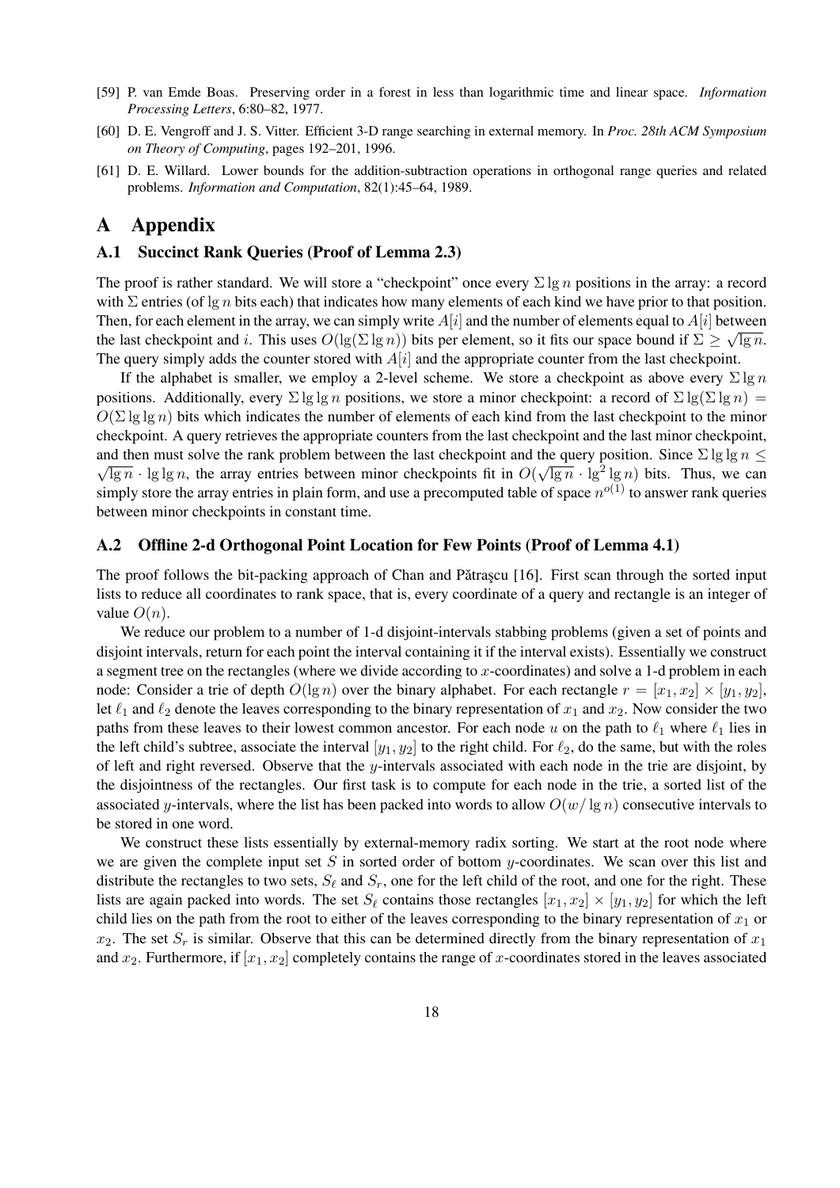[59] P. van Emde Boas. Preserving order in a forest in less than logarithmic time and linear space. *Information Processing Letters*, 6:80–82, 1977.

[60] D. E. Vengroff and J. S. Vitter. Efficient 3-D range searching in external memory. In *Proc. 28th ACM Symposium on Theory of Computing*, pages 192–201, 1996.

[61] D. E. Willard. Lower bounds for the addition-subtraction operations in orthogonal range queries and related problems. *Information and Computation*, 82(1):45–64, 1989.

# A Appendix

## A.1 Succinct Rank Queries (Proof of Lemma 2.3)

The proof is rather standard. We will store a "checkpoint" once every $\Sigma \lg n$ positions in the array: a record with $\Sigma$ entries (of $\lg n$ bits each) that indicates how many elements of each kind we have prior to that position. Then, for each element in the array, we can simply write $A[i]$ and the number of elements equal to $A[i]$ between the last checkpoint and $i$. This uses $O(\lg(\Sigma \lg n))$ bits per element, so it fits our space bound if $\Sigma \geq \sqrt{\lg n}$. The query simply adds the counter stored with $A[i]$ and the appropriate counter from the last checkpoint.

If the alphabet is smaller, we employ a 2-level scheme. We store a checkpoint as above every $\Sigma \lg n$ positions. Additionally, every $\Sigma \lg\lg n$ positions, we store a minor checkpoint: a record of $\Sigma \lg(\Sigma \lg n) = O(\Sigma \lg\lg n)$ bits which indicates the number of elements of each kind from the last checkpoint to the minor checkpoint. A query retrieves the appropriate counters from the last checkpoint and the last minor checkpoint, and then must solve the rank problem between the last checkpoint and the query position. Since $\Sigma \lg\lg n \leq \sqrt{\lg n} \cdot \lg\lg n$, the array entries between minor checkpoints fit in $O(\sqrt{\lg n} \cdot \lg^2 \lg n)$ bits. Thus, we can simply store the array entries in plain form, and use a precomputed table of space $n^{o(1)}$ to answer rank queries between minor checkpoints in constant time.

## A.2 Offline 2-d Orthogonal Point Location for Few Points (Proof of Lemma 4.1)

The proof follows the bit-packing approach of Chan and Pătraşcu [16]. First scan through the sorted input lists to reduce all coordinates to rank space, that is, every coordinate of a query and rectangle is an integer of value $O(n)$.

We reduce our problem to a number of 1-d disjoint-intervals stabbing problems (given a set of points and disjoint intervals, return for each point the interval containing it if the interval exists). Essentially we construct a segment tree on the rectangles (where we divide according to $x$-coordinates) and solve a 1-d problem in each node: Consider a trie of depth $O(\lg n)$ over the binary alphabet. For each rectangle $r = [x_1, x_2] \times [y_1, y_2]$, let $\ell_1$ and $\ell_2$ denote the leaves corresponding to the binary representation of $x_1$ and $x_2$. Now consider the two paths from these leaves to their lowest common ancestor. For each node $u$ on the path to $\ell_1$ where $\ell_1$ lies in the left child's subtree, associate the interval $[y_1, y_2]$ to the right child. For $\ell_2$, do the same, but with the roles of left and right reversed. Observe that the $y$-intervals associated with each node in the trie are disjoint, by the disjointness of the rectangles. Our first task is to compute for each node in the trie, a sorted list of the associated $y$-intervals, where the list has been packed into words to allow $O(w/\lg n)$ consecutive intervals to be stored in one word.

We construct these lists essentially by external-memory radix sorting. We start at the root node where we are given the complete input set $S$ in sorted order of bottom $y$-coordinates. We scan over this list and distribute the rectangles to two sets, $S_\ell$ and $S_r$, one for the left child of the root, and one for the right. These lists are again packed into words. The set $S_\ell$ contains those rectangles $[x_1, x_2] \times [y_1, y_2]$ for which the left child lies on the path from the root to either of the leaves corresponding to the binary representation of $x_1$ or $x_2$. The set $S_r$ is similar. Observe that this can be determined directly from the binary representation of $x_1$ and $x_2$. Furthermore, if $[x_1, x_2]$ completely contains the range of $x$-coordinates stored in the leaves associated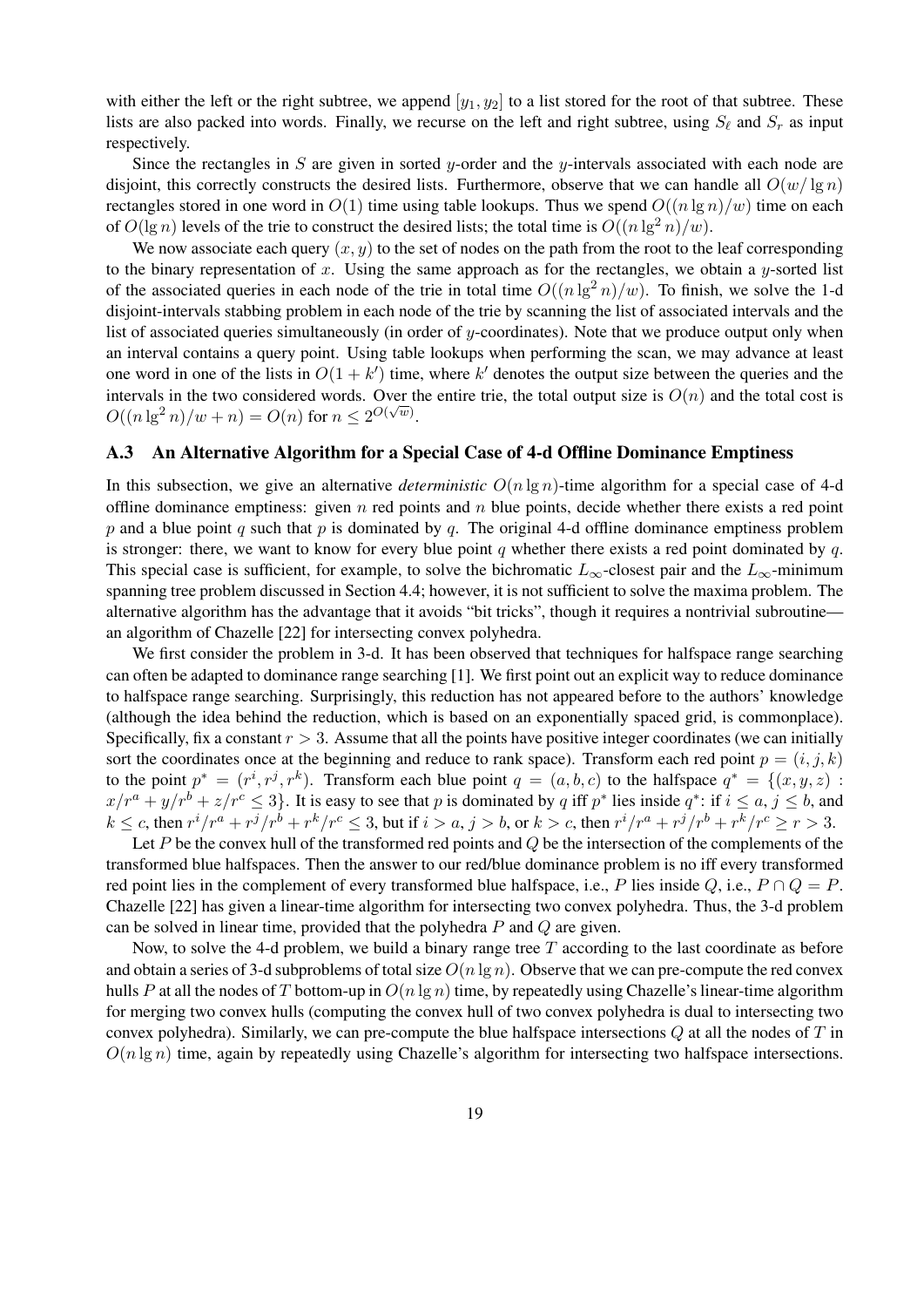with either the left or the right subtree, we append $[y_1, y_2]$ to a list stored for the root of that subtree. These lists are also packed into words. Finally, we recurse on the left and right subtree, using $S_\ell$ and $S_r$ as input respectively.

Since the rectangles in $S$ are given in sorted $y$-order and the $y$-intervals associated with each node are disjoint, this correctly constructs the desired lists. Furthermore, observe that we can handle all $O(w/\lg n)$ rectangles stored in one word in $O(1)$ time using table lookups. Thus we spend $O((n \lg n)/w)$ time on each of $O(\lg n)$ levels of the trie to construct the desired lists; the total time is $O((n \lg^2 n)/w)$.

We now associate each query $(x, y)$ to the set of nodes on the path from the root to the leaf corresponding to the binary representation of $x$. Using the same approach as for the rectangles, we obtain a $y$-sorted list of the associated queries in each node of the trie in total time $O((n \lg^2 n)/w)$. To finish, we solve the 1-d disjoint-intervals stabbing problem in each node of the trie by scanning the list of associated intervals and the list of associated queries simultaneously (in order of $y$-coordinates). Note that we produce output only when an interval contains a query point. Using table lookups when performing the scan, we may advance at least one word in one of the lists in $O(1 + k')$ time, where $k'$ denotes the output size between the queries and the intervals in the two considered words. Over the entire trie, the total output size is $O(n)$ and the total cost is $O((n \lg^2 n)/w + n) = O(n)$ for $n \leq 2^{O(\sqrt{w})}$.

### A.3 An Alternative Algorithm for a Special Case of 4-d Offline Dominance Emptiness

In this subsection, we give an alternative *deterministic* $O(n \lg n)$-time algorithm for a special case of 4-d offline dominance emptiness: given $n$ red points and $n$ blue points, decide whether there exists a red point $p$ and a blue point $q$ such that $p$ is dominated by $q$. The original 4-d offline dominance emptiness problem is stronger: there, we want to know for every blue point $q$ whether there exists a red point dominated by $q$. This special case is sufficient, for example, to solve the bichromatic $L_\infty$-closest pair and the $L_\infty$-minimum spanning tree problem discussed in Section 4.4; however, it is not sufficient to solve the maxima problem. The alternative algorithm has the advantage that it avoids "bit tricks", though it requires a nontrivial subroutine—an algorithm of Chazelle [22] for intersecting convex polyhedra.

We first consider the problem in 3-d. It has been observed that techniques for halfspace range searching can often be adapted to dominance range searching [1]. We first point out an explicit way to reduce dominance to halfspace range searching. Surprisingly, this reduction has not appeared before to the authors' knowledge (although the idea behind the reduction, which is based on an exponentially spaced grid, is commonplace). Specifically, fix a constant $r > 3$. Assume that all the points have positive integer coordinates (we can initially sort the coordinates once at the beginning and reduce to rank space). Transform each red point $p = (i, j, k)$ to the point $p^* = (r^i, r^j, r^k)$. Transform each blue point $q = (a, b, c)$ to the halfspace $q^* = \{(x, y, z) : x/r^a + y/r^b + z/r^c \leq 3\}$. It is easy to see that $p$ is dominated by $q$ iff $p^*$ lies inside $q^*$: if $i \leq a$, $j \leq b$, and $k \leq c$, then $r^i/r^a + r^j/r^b + r^k/r^c \leq 3$, but if $i > a$, $j > b$, or $k > c$, then $r^i/r^a + r^j/r^b + r^k/r^c \geq r > 3$.

Let $P$ be the convex hull of the transformed red points and $Q$ be the intersection of the complements of the transformed blue halfspaces. Then the answer to our red/blue dominance problem is no iff every transformed red point lies in the complement of every transformed blue halfspace, i.e., $P$ lies inside $Q$, i.e., $P \cap Q = P$. Chazelle [22] has given a linear-time algorithm for intersecting two convex polyhedra. Thus, the 3-d problem can be solved in linear time, provided that the polyhedra $P$ and $Q$ are given.

Now, to solve the 4-d problem, we build a binary range tree $T$ according to the last coordinate as before and obtain a series of 3-d subproblems of total size $O(n \lg n)$. Observe that we can pre-compute the red convex hulls $P$ at all the nodes of $T$ bottom-up in $O(n \lg n)$ time, by repeatedly using Chazelle's linear-time algorithm for merging two convex hulls (computing the convex hull of two convex polyhedra is dual to intersecting two convex polyhedra). Similarly, we can pre-compute the blue halfspace intersections $Q$ at all the nodes of $T$ in $O(n \lg n)$ time, again by repeatedly using Chazelle's algorithm for intersecting two halfspace intersections.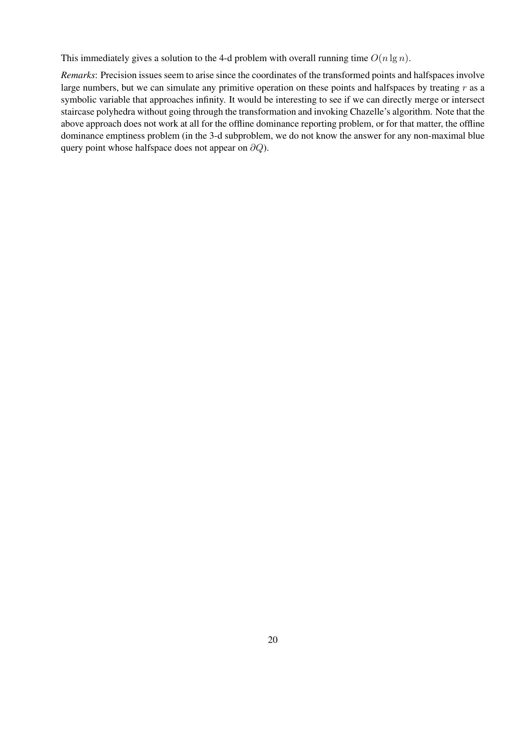This immediately gives a solution to the 4-d problem with overall running time $O(n \lg n)$.

*Remarks*: Precision issues seem to arise since the coordinates of the transformed points and halfspaces involve large numbers, but we can simulate any primitive operation on these points and halfspaces by treating $r$ as a symbolic variable that approaches infinity. It would be interesting to see if we can directly merge or intersect staircase polyhedra without going through the transformation and invoking Chazelle's algorithm. Note that the above approach does not work at all for the offline dominance reporting problem, or for that matter, the offline dominance emptiness problem (in the 3-d subproblem, we do not know the answer for any non-maximal blue query point whose halfspace does not appear on $\partial Q$).